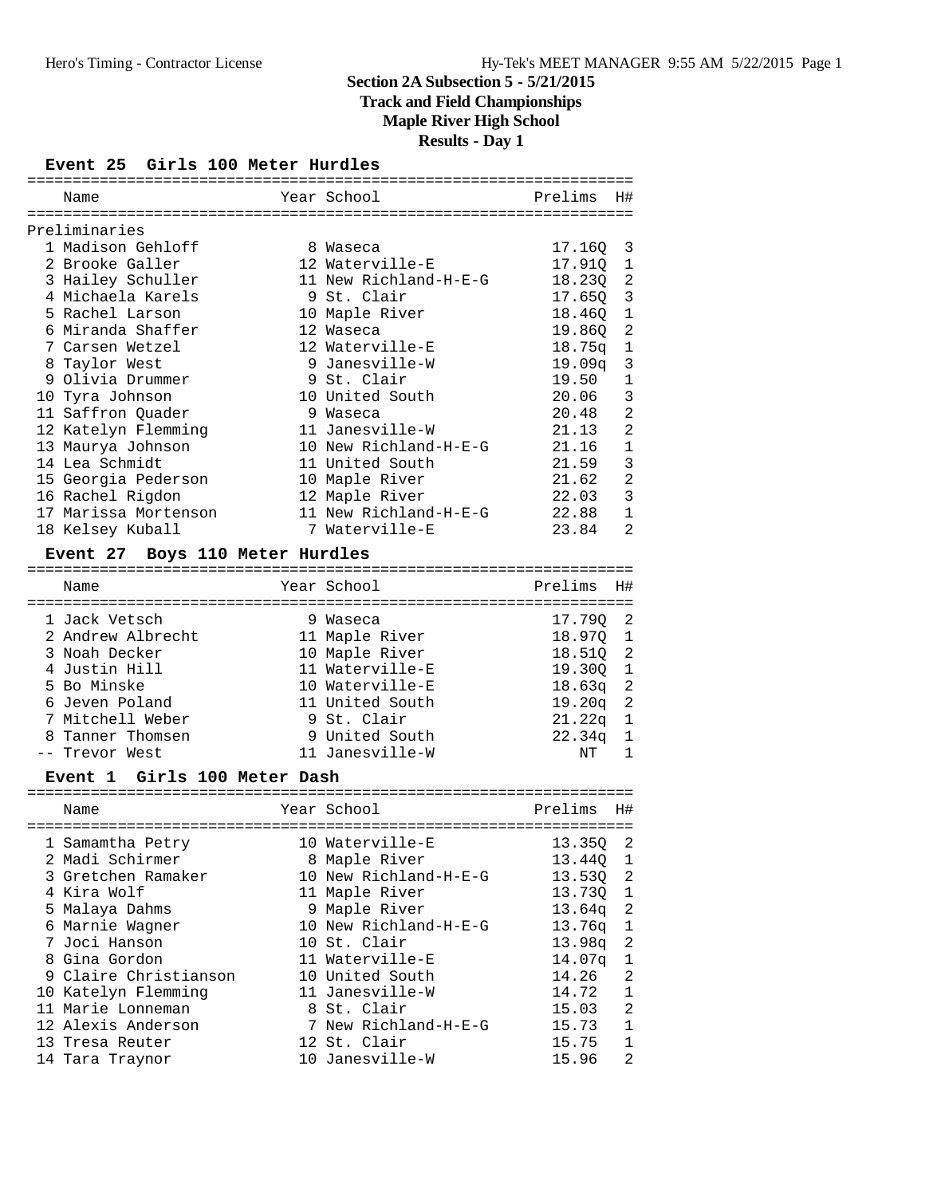# Section 2A Subsection 5 - 5/21/2015
## Track and Field Championships
## Maple River High School
## Results - Day 1

### Event 25 Girls 100 Meter Hurdles

**Preliminaries**

| | Name | Year | School | Prelims | H# |
|---|---|---|---|---|---|
| 1 | Madison Gehloff | 8 | Waseca | 17.16Q | 3 |
| 2 | Brooke Galler | 12 | Waterville-E | 17.91Q | 1 |
| 3 | Hailey Schuller | 11 | New Richland-H-E-G | 18.23Q | 2 |
| 4 | Michaela Karels | 9 | St. Clair | 17.65Q | 3 |
| 5 | Rachel Larson | 10 | Maple River | 18.46Q | 1 |
| 6 | Miranda Shaffer | 12 | Waseca | 19.86Q | 2 |
| 7 | Carsen Wetzel | 12 | Waterville-E | 18.75q | 1 |
| 8 | Taylor West | 9 | Janesville-W | 19.09q | 3 |
| 9 | Olivia Drummer | 9 | St. Clair | 19.50 | 1 |
| 10 | Tyra Johnson | 10 | United South | 20.06 | 3 |
| 11 | Saffron Quader | 9 | Waseca | 20.48 | 2 |
| 12 | Katelyn Flemming | 11 | Janesville-W | 21.13 | 2 |
| 13 | Maurya Johnson | 10 | New Richland-H-E-G | 21.16 | 1 |
| 14 | Lea Schmidt | 11 | United South | 21.59 | 3 |
| 15 | Georgia Pederson | 10 | Maple River | 21.62 | 2 |
| 16 | Rachel Rigdon | 12 | Maple River | 22.03 | 3 |
| 17 | Marissa Mortenson | 11 | New Richland-H-E-G | 22.88 | 1 |
| 18 | Kelsey Kuball | 7 | Waterville-E | 23.84 | 2 |

### Event 27 Boys 110 Meter Hurdles

| | Name | Year | School | Prelims | H# |
|---|---|---|---|---|---|
| 1 | Jack Vetsch | 9 | Waseca | 17.79Q | 2 |
| 2 | Andrew Albrecht | 11 | Maple River | 18.97Q | 1 |
| 3 | Noah Decker | 10 | Maple River | 18.51Q | 2 |
| 4 | Justin Hill | 11 | Waterville-E | 19.30Q | 1 |
| 5 | Bo Minske | 10 | Waterville-E | 18.63q | 2 |
| 6 | Jeven Poland | 11 | United South | 19.20q | 2 |
| 7 | Mitchell Weber | 9 | St. Clair | 21.22q | 1 |
| 8 | Tanner Thomsen | 9 | United South | 22.34q | 1 |
| -- | Trevor West | 11 | Janesville-W | NT | 1 |

### Event 1 Girls 100 Meter Dash

| | Name | Year | School | Prelims | H# |
|---|---|---|---|---|---|
| 1 | Samamtha Petry | 10 | Waterville-E | 13.35Q | 2 |
| 2 | Madi Schirmer | 8 | Maple River | 13.44Q | 1 |
| 3 | Gretchen Ramaker | 10 | New Richland-H-E-G | 13.53Q | 2 |
| 4 | Kira Wolf | 11 | Maple River | 13.73Q | 1 |
| 5 | Malaya Dahms | 9 | Maple River | 13.64q | 2 |
| 6 | Marnie Wagner | 10 | New Richland-H-E-G | 13.76q | 1 |
| 7 | Joci Hanson | 10 | St. Clair | 13.98q | 2 |
| 8 | Gina Gordon | 11 | Waterville-E | 14.07q | 1 |
| 9 | Claire Christianson | 10 | United South | 14.26 | 2 |
| 10 | Katelyn Flemming | 11 | Janesville-W | 14.72 | 1 |
| 11 | Marie Lonneman | 8 | St. Clair | 15.03 | 2 |
| 12 | Alexis Anderson | 7 | New Richland-H-E-G | 15.73 | 1 |
| 13 | Tresa Reuter | 12 | St. Clair | 15.75 | 1 |
| 14 | Tara Traynor | 10 | Janesville-W | 15.96 | 2 |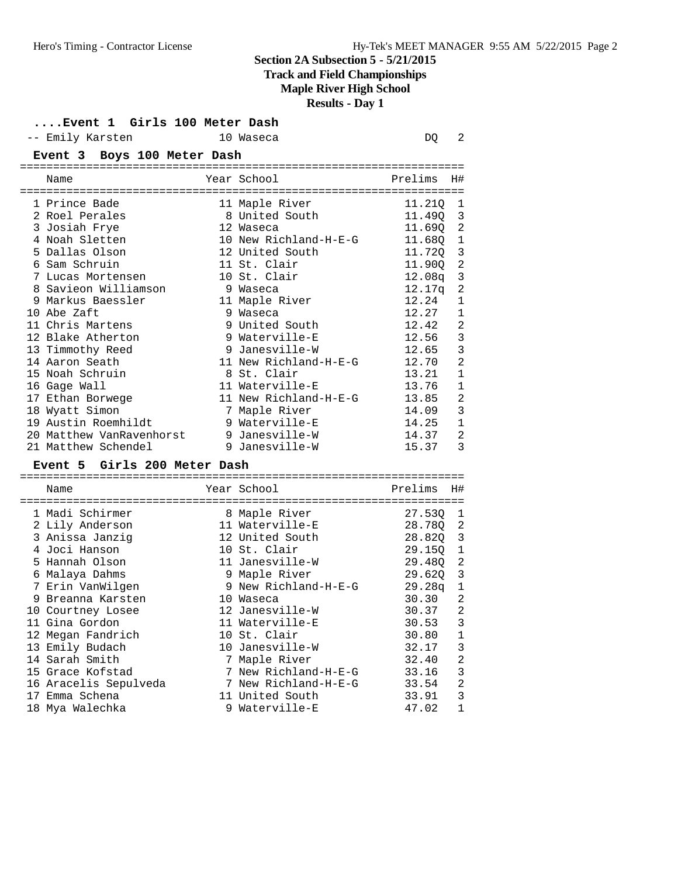## Section 2A Subsection 5 - 5/21/2015

**Track and Field Championships**

**Maple River High School**

**Results - Day 1**

### ....Event 1 Girls 100 Meter Dash

| Name | Year | School | Prelims | H# |
|---|---|---|---|---|
| -- Emily Karsten | 10 | Waseca | DQ | 2 |

### Event 3 Boys 100 Meter Dash

| Name | Year | School | Prelims | H# |
|---|---|---|---|---|
| 1 Prince Bade | 11 | Maple River | 11.21Q | 1 |
| 2 Roel Perales | 8 | United South | 11.49Q | 3 |
| 3 Josiah Frye | 12 | Waseca | 11.69Q | 2 |
| 4 Noah Sletten | 10 | New Richland-H-E-G | 11.68Q | 1 |
| 5 Dallas Olson | 12 | United South | 11.72Q | 3 |
| 6 Sam Schruin | 11 | St. Clair | 11.90Q | 2 |
| 7 Lucas Mortensen | 10 | St. Clair | 12.08q | 3 |
| 8 Savieon Williamson | 9 | Waseca | 12.17q | 2 |
| 9 Markus Baessler | 11 | Maple River | 12.24 | 1 |
| 10 Abe Zaft | 9 | Waseca | 12.27 | 1 |
| 11 Chris Martens | 9 | United South | 12.42 | 2 |
| 12 Blake Atherton | 9 | Waterville-E | 12.56 | 3 |
| 13 Timmothy Reed | 9 | Janesville-W | 12.65 | 3 |
| 14 Aaron Seath | 11 | New Richland-H-E-G | 12.70 | 2 |
| 15 Noah Schruin | 8 | St. Clair | 13.21 | 1 |
| 16 Gage Wall | 11 | Waterville-E | 13.76 | 1 |
| 17 Ethan Borwege | 11 | New Richland-H-E-G | 13.85 | 2 |
| 18 Wyatt Simon | 7 | Maple River | 14.09 | 3 |
| 19 Austin Roemhildt | 9 | Waterville-E | 14.25 | 1 |
| 20 Matthew VanRavenhorst | 9 | Janesville-W | 14.37 | 2 |
| 21 Matthew Schendel | 9 | Janesville-W | 15.37 | 3 |

### Event 5 Girls 200 Meter Dash

| Name | Year | School | Prelims | H# |
|---|---|---|---|---|
| 1 Madi Schirmer | 8 | Maple River | 27.53Q | 1 |
| 2 Lily Anderson | 11 | Waterville-E | 28.78Q | 2 |
| 3 Anissa Janzig | 12 | United South | 28.82Q | 3 |
| 4 Joci Hanson | 10 | St. Clair | 29.15Q | 1 |
| 5 Hannah Olson | 11 | Janesville-W | 29.48Q | 2 |
| 6 Malaya Dahms | 9 | Maple River | 29.62Q | 3 |
| 7 Erin VanWilgen | 9 | New Richland-H-E-G | 29.28q | 1 |
| 9 Breanna Karsten | 10 | Waseca | 30.30 | 2 |
| 10 Courtney Losee | 12 | Janesville-W | 30.37 | 2 |
| 11 Gina Gordon | 11 | Waterville-E | 30.53 | 3 |
| 12 Megan Fandrich | 10 | St. Clair | 30.80 | 1 |
| 13 Emily Budach | 10 | Janesville-W | 32.17 | 3 |
| 14 Sarah Smith | 7 | Maple River | 32.40 | 2 |
| 15 Grace Kofstad | 7 | New Richland-H-E-G | 33.16 | 3 |
| 16 Aracelis Sepulveda | 7 | New Richland-H-E-G | 33.54 | 2 |
| 17 Emma Schena | 11 | United South | 33.91 | 3 |
| 18 Mya Walechka | 9 | Waterville-E | 47.02 | 1 |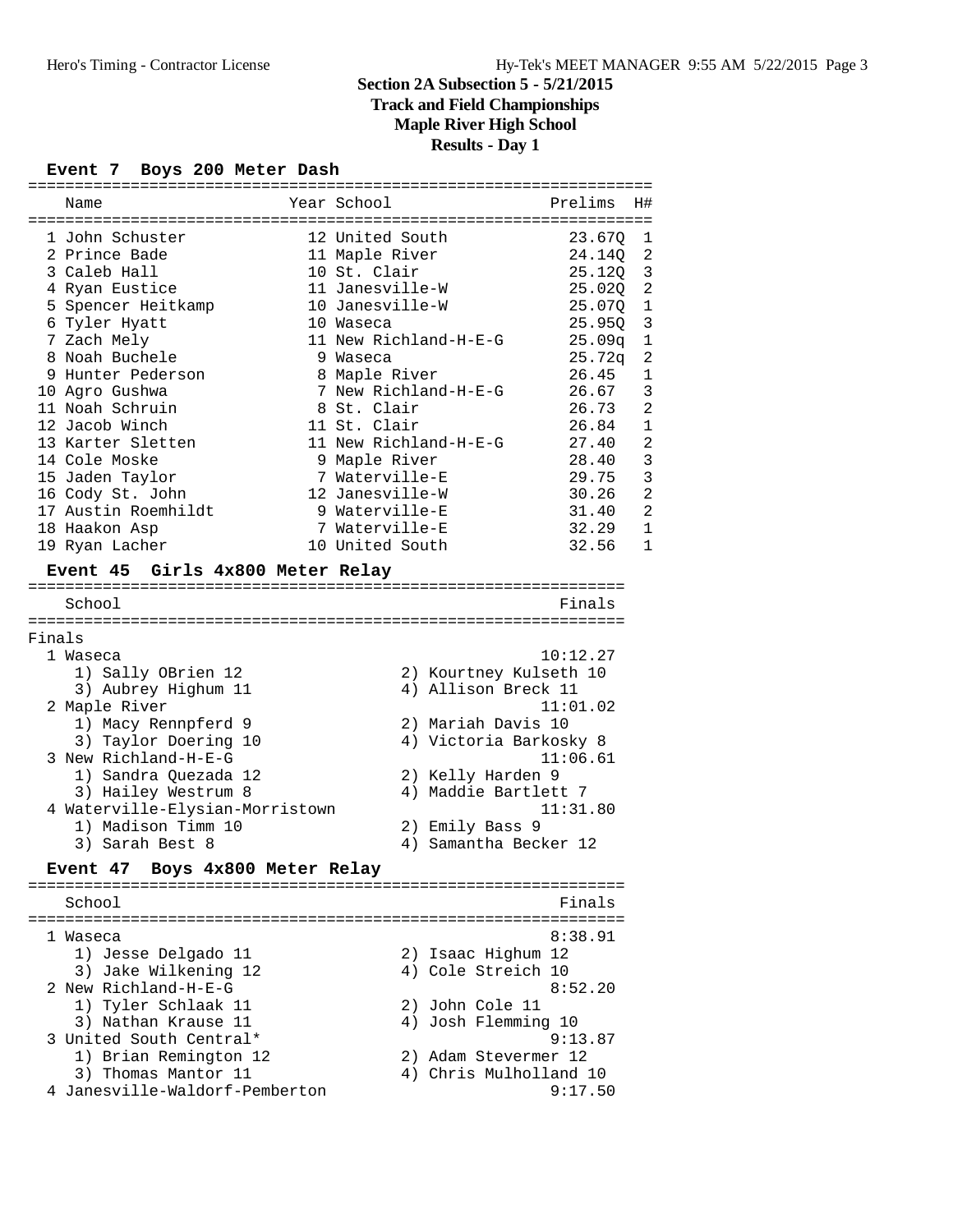# Section 2A Subsection 5 - 5/21/2015
## Track and Field Championships
## Maple River High School
## Results - Day 1

### Event 7 Boys 200 Meter Dash

| | Name | Year | School | Prelims | H# |
|---|---|---|---|---|---|
| 1 | John Schuster | 12 | United South | 23.67Q | 1 |
| 2 | Prince Bade | 11 | Maple River | 24.14Q | 2 |
| 3 | Caleb Hall | 10 | St. Clair | 25.12Q | 3 |
| 4 | Ryan Eustice | 11 | Janesville-W | 25.02Q | 2 |
| 5 | Spencer Heitkamp | 10 | Janesville-W | 25.07Q | 1 |
| 6 | Tyler Hyatt | 10 | Waseca | 25.95Q | 3 |
| 7 | Zach Mely | 11 | New Richland-H-E-G | 25.09q | 1 |
| 8 | Noah Buchele | 9 | Waseca | 25.72q | 2 |
| 9 | Hunter Pederson | 8 | Maple River | 26.45 | 1 |
| 10 | Agro Gushwa | 7 | New Richland-H-E-G | 26.67 | 3 |
| 11 | Noah Schruin | 8 | St. Clair | 26.73 | 2 |
| 12 | Jacob Winch | 11 | St. Clair | 26.84 | 1 |
| 13 | Karter Sletten | 11 | New Richland-H-E-G | 27.40 | 2 |
| 14 | Cole Moske | 9 | Maple River | 28.40 | 3 |
| 15 | Jaden Taylor | 7 | Waterville-E | 29.75 | 3 |
| 16 | Cody St. John | 12 | Janesville-W | 30.26 | 2 |
| 17 | Austin Roemhildt | 9 | Waterville-E | 31.40 | 2 |
| 18 | Haakon Asp | 7 | Waterville-E | 32.29 | 1 |
| 19 | Ryan Lacher | 10 | United South | 32.56 | 1 |

### Event 45 Girls 4x800 Meter Relay

| | School | Finals |
|---|---|---|
| **Finals** | | |
| 1 | Waseca | 10:12.27 |
| | 1) Sally OBrien 12; 2) Kourtney Kulseth 10; 3) Aubrey Highum 11; 4) Allison Breck 11 | |
| 2 | Maple River | 11:01.02 |
| | 1) Macy Rennpferd 9; 2) Mariah Davis 10; 3) Taylor Doering 10; 4) Victoria Barkosky 8 | |
| 3 | New Richland-H-E-G | 11:06.61 |
| | 1) Sandra Quezada 12; 2) Kelly Harden 9; 3) Hailey Westrum 8; 4) Maddie Bartlett 7 | |
| 4 | Waterville-Elysian-Morristown | 11:31.80 |
| | 1) Madison Timm 10; 2) Emily Bass 9; 3) Sarah Best 8; 4) Samantha Becker 12 | |

### Event 47 Boys 4x800 Meter Relay

| | School | Finals |
|---|---|---|
| 1 | Waseca | 8:38.91 |
| | 1) Jesse Delgado 11; 2) Isaac Highum 12; 3) Jake Wilkening 12; 4) Cole Streich 10 | |
| 2 | New Richland-H-E-G | 8:52.20 |
| | 1) Tyler Schlaak 11; 2) John Cole 11; 3) Nathan Krause 11; 4) Josh Flemming 10 | |
| 3 | United South Central* | 9:13.87 |
| | 1) Brian Remington 12; 2) Adam Stevermer 12; 3) Thomas Mantor 11; 4) Chris Mulholland 10 | |
| 4 | Janesville-Waldorf-Pemberton | 9:17.50 |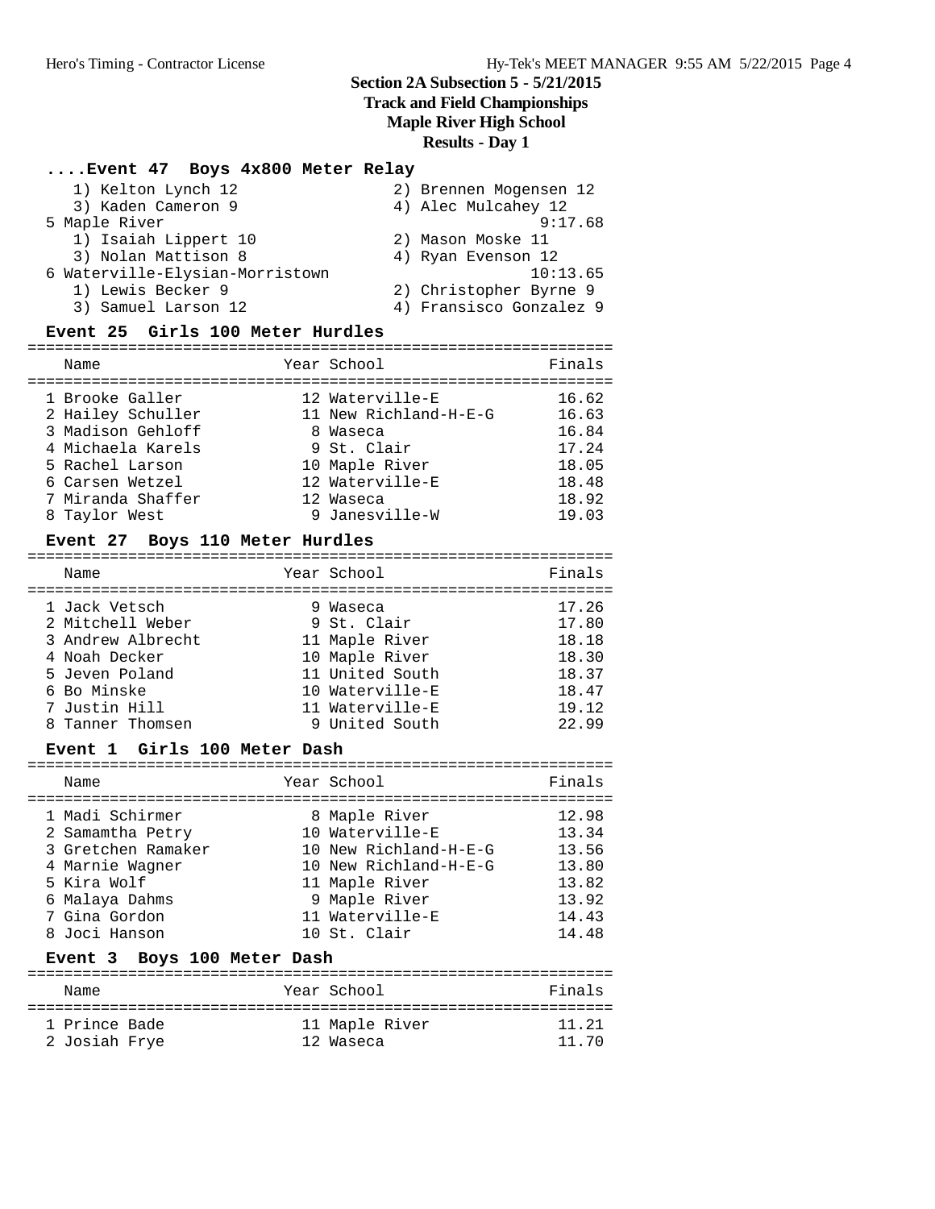## Section 2A Subsection 5 - 5/21/2015
## Track and Field Championships
## Maple River High School
## Results - Day 1

### ....Event 47 Boys 4x800 Meter Relay

1) Kelton Lynch 12 &nbsp;&nbsp; 2) Brennen Mogensen 12
3) Kaden Cameron 9 &nbsp;&nbsp; 4) Alec Mulcahey 12

5 Maple River — 9:17.68
1) Isaiah Lippert 10 &nbsp;&nbsp; 2) Mason Moske 11
3) Nolan Mattison 8 &nbsp;&nbsp; 4) Ryan Evenson 12

6 Waterville-Elysian-Morristown — 10:13.65
1) Lewis Becker 9 &nbsp;&nbsp; 2) Christopher Byrne 9
3) Samuel Larson 12 &nbsp;&nbsp; 4) Fransisco Gonzalez 9

### Event 25 Girls 100 Meter Hurdles

| | Name | Year | School | Finals |
|---|---|---|---|---|
| 1 | Brooke Galler | 12 | Waterville-E | 16.62 |
| 2 | Hailey Schuller | 11 | New Richland-H-E-G | 16.63 |
| 3 | Madison Gehloff | 8 | Waseca | 16.84 |
| 4 | Michaela Karels | 9 | St. Clair | 17.24 |
| 5 | Rachel Larson | 10 | Maple River | 18.05 |
| 6 | Carsen Wetzel | 12 | Waterville-E | 18.48 |
| 7 | Miranda Shaffer | 12 | Waseca | 18.92 |
| 8 | Taylor West | 9 | Janesville-W | 19.03 |

### Event 27 Boys 110 Meter Hurdles

| | Name | Year | School | Finals |
|---|---|---|---|---|
| 1 | Jack Vetsch | 9 | Waseca | 17.26 |
| 2 | Mitchell Weber | 9 | St. Clair | 17.80 |
| 3 | Andrew Albrecht | 11 | Maple River | 18.18 |
| 4 | Noah Decker | 10 | Maple River | 18.30 |
| 5 | Jeven Poland | 11 | United South | 18.37 |
| 6 | Bo Minske | 10 | Waterville-E | 18.47 |
| 7 | Justin Hill | 11 | Waterville-E | 19.12 |
| 8 | Tanner Thomsen | 9 | United South | 22.99 |

### Event 1 Girls 100 Meter Dash

| | Name | Year | School | Finals |
|---|---|---|---|---|
| 1 | Madi Schirmer | 8 | Maple River | 12.98 |
| 2 | Samamtha Petry | 10 | Waterville-E | 13.34 |
| 3 | Gretchen Ramaker | 10 | New Richland-H-E-G | 13.56 |
| 4 | Marnie Wagner | 10 | New Richland-H-E-G | 13.80 |
| 5 | Kira Wolf | 11 | Maple River | 13.82 |
| 6 | Malaya Dahms | 9 | Maple River | 13.92 |
| 7 | Gina Gordon | 11 | Waterville-E | 14.43 |
| 8 | Joci Hanson | 10 | St. Clair | 14.48 |

### Event 3 Boys 100 Meter Dash

| | Name | Year | School | Finals |
|---|---|---|---|---|
| 1 | Prince Bade | 11 | Maple River | 11.21 |
| 2 | Josiah Frye | 12 | Waseca | 11.70 |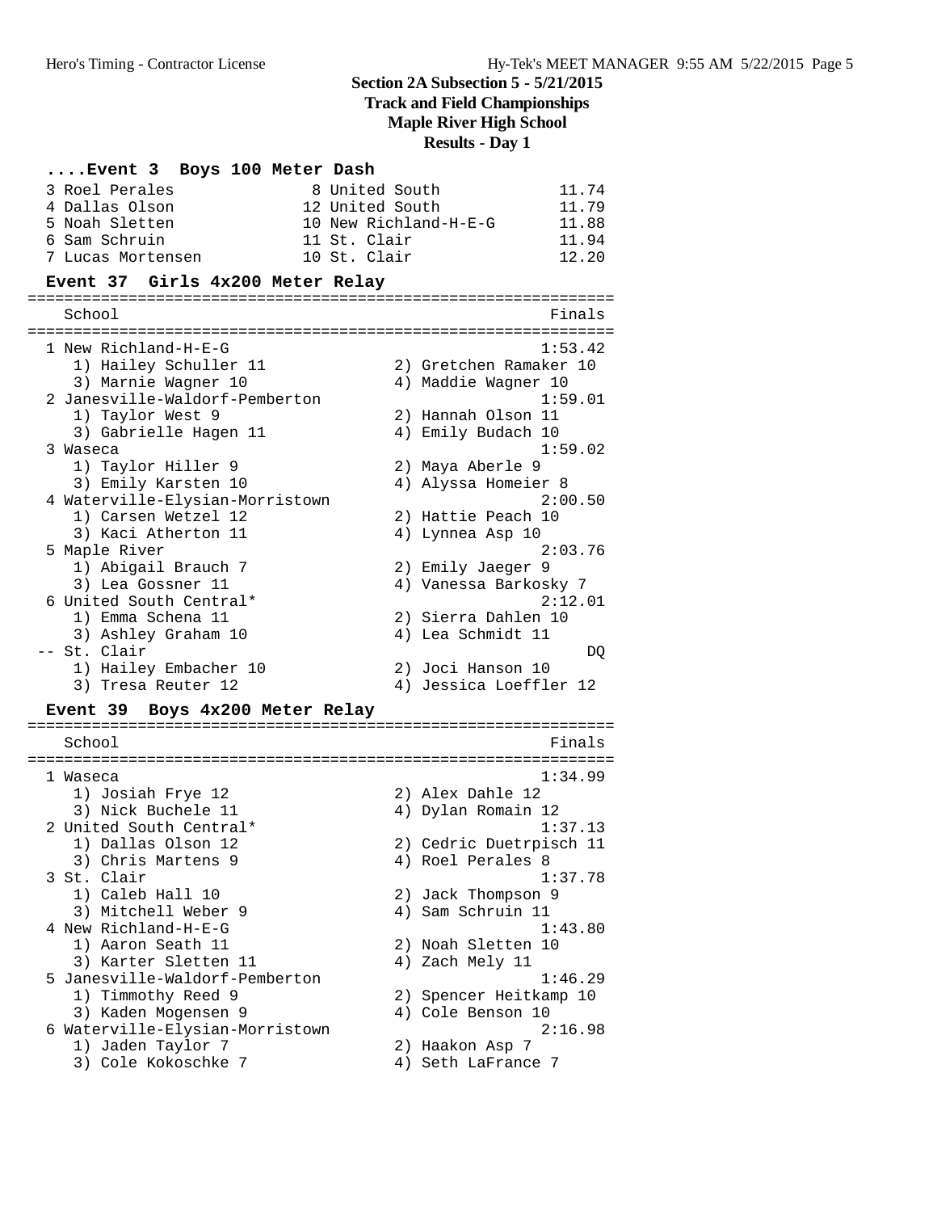## Section 2A Subsection 5 - 5/21/2015
## Track and Field Championships
## Maple River High School
## Results - Day 1

### ....Event 3 Boys 100 Meter Dash

| Place | Name | Year | School | Finals |
|---|---|---|---|---|
| 3 | Roel Perales | 8 | United South | 11.74 |
| 4 | Dallas Olson | 12 | United South | 11.79 |
| 5 | Noah Sletten | 10 | New Richland-H-E-G | 11.88 |
| 6 | Sam Schruin | 11 | St. Clair | 11.94 |
| 7 | Lucas Mortensen | 10 | St. Clair | 12.20 |

### Event 37 Girls 4x200 Meter Relay

| Place | School | Finals |
|---|---|---|
| 1 | New Richland-H-E-G | 1:53.42 |
| | 1) Hailey Schuller 11, 2) Gretchen Ramaker 10, 3) Marnie Wagner 10, 4) Maddie Wagner 10 | |
| 2 | Janesville-Waldorf-Pemberton | 1:59.01 |
| | 1) Taylor West 9, 2) Hannah Olson 11, 3) Gabrielle Hagen 11, 4) Emily Budach 10 | |
| 3 | Waseca | 1:59.02 |
| | 1) Taylor Hiller 9, 2) Maya Aberle 9, 3) Emily Karsten 10, 4) Alyssa Homeier 8 | |
| 4 | Waterville-Elysian-Morristown | 2:00.50 |
| | 1) Carsen Wetzel 12, 2) Hattie Peach 10, 3) Kaci Atherton 11, 4) Lynnea Asp 10 | |
| 5 | Maple River | 2:03.76 |
| | 1) Abigail Brauch 7, 2) Emily Jaeger 9, 3) Lea Gossner 11, 4) Vanessa Barkosky 7 | |
| 6 | United South Central* | 2:12.01 |
| | 1) Emma Schena 11, 2) Sierra Dahlen 10, 3) Ashley Graham 10, 4) Lea Schmidt 11 | |
| -- | St. Clair | DQ |
| | 1) Hailey Embacher 10, 2) Joci Hanson 10, 3) Tresa Reuter 12, 4) Jessica Loeffler 12 | |

### Event 39 Boys 4x200 Meter Relay

| Place | School | Finals |
|---|---|---|
| 1 | Waseca | 1:34.99 |
| | 1) Josiah Frye 12, 2) Alex Dahle 12, 3) Nick Buchele 11, 4) Dylan Romain 12 | |
| 2 | United South Central* | 1:37.13 |
| | 1) Dallas Olson 12, 2) Cedric Duetrpisch 11, 3) Chris Martens 9, 4) Roel Perales 8 | |
| 3 | St. Clair | 1:37.78 |
| | 1) Caleb Hall 10, 2) Jack Thompson 9, 3) Mitchell Weber 9, 4) Sam Schruin 11 | |
| 4 | New Richland-H-E-G | 1:43.80 |
| | 1) Aaron Seath 11, 2) Noah Sletten 10, 3) Karter Sletten 11, 4) Zach Mely 11 | |
| 5 | Janesville-Waldorf-Pemberton | 1:46.29 |
| | 1) Timmothy Reed 9, 2) Spencer Heitkamp 10, 3) Kaden Mogensen 9, 4) Cole Benson 10 | |
| 6 | Waterville-Elysian-Morristown | 2:16.98 |
| | 1) Jaden Taylor 7, 2) Haakon Asp 7, 3) Cole Kokoschke 7, 4) Seth LaFrance 7 | |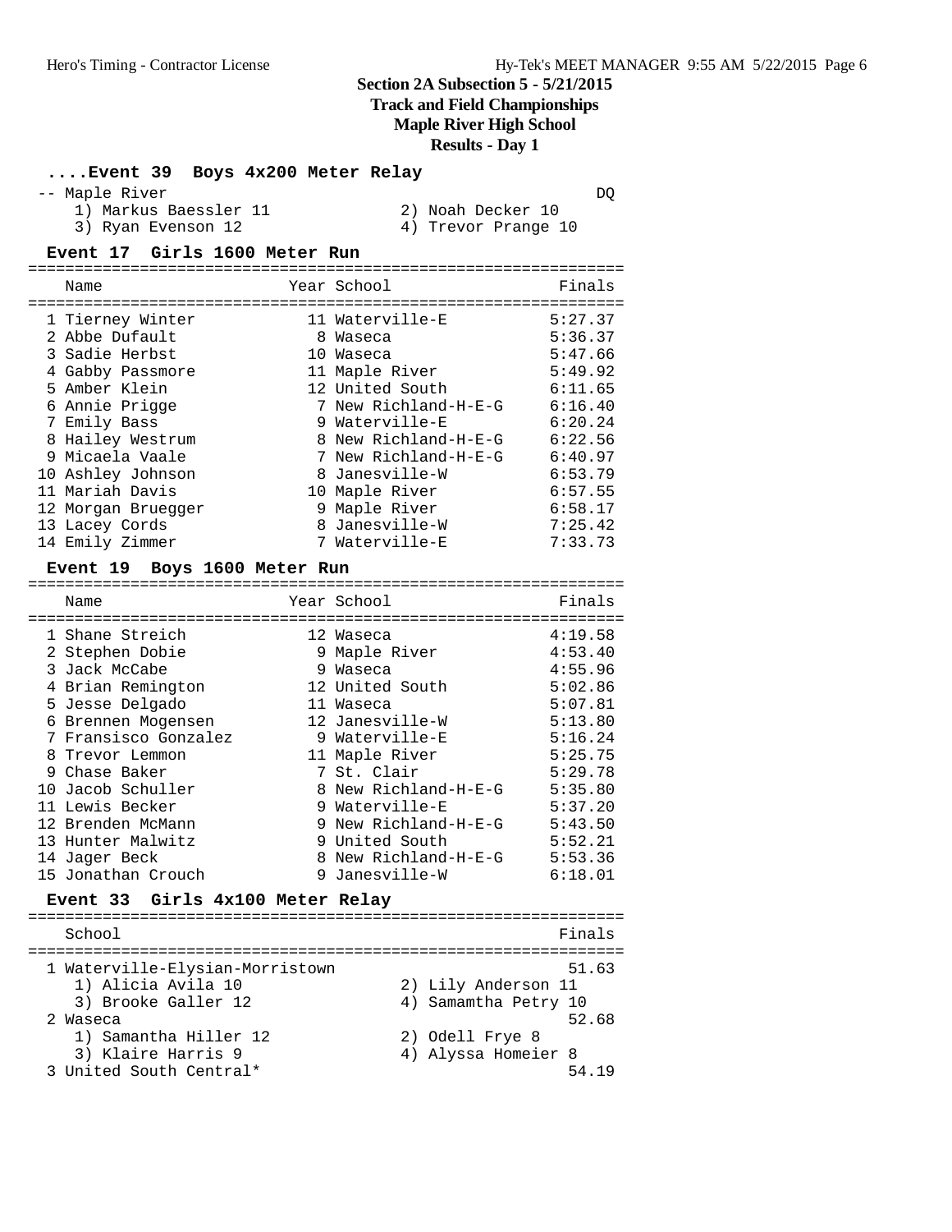## Section 2A Subsection 5 - 5/21/2015
## Track and Field Championships
## Maple River High School
## Results - Day 1

### ....Event 39 Boys 4x200 Meter Relay

-- Maple River DQ
1) Markus Baessler 11 2) Noah Decker 10
3) Ryan Evenson 12 4) Trevor Prange 10

### Event 17 Girls 1600 Meter Run

| | Name | Year | School | Finals |
|---|---|---|---|---|
| 1 | Tierney Winter | 11 | Waterville-E | 5:27.37 |
| 2 | Abbe Dufault | 8 | Waseca | 5:36.37 |
| 3 | Sadie Herbst | 10 | Waseca | 5:47.66 |
| 4 | Gabby Passmore | 11 | Maple River | 5:49.92 |
| 5 | Amber Klein | 12 | United South | 6:11.65 |
| 6 | Annie Prigge | 7 | New Richland-H-E-G | 6:16.40 |
| 7 | Emily Bass | 9 | Waterville-E | 6:20.24 |
| 8 | Hailey Westrum | 8 | New Richland-H-E-G | 6:22.56 |
| 9 | Micaela Vaale | 7 | New Richland-H-E-G | 6:40.97 |
| 10 | Ashley Johnson | 8 | Janesville-W | 6:53.79 |
| 11 | Mariah Davis | 10 | Maple River | 6:57.55 |
| 12 | Morgan Bruegger | 9 | Maple River | 6:58.17 |
| 13 | Lacey Cords | 8 | Janesville-W | 7:25.42 |
| 14 | Emily Zimmer | 7 | Waterville-E | 7:33.73 |

### Event 19 Boys 1600 Meter Run

| | Name | Year | School | Finals |
|---|---|---|---|---|
| 1 | Shane Streich | 12 | Waseca | 4:19.58 |
| 2 | Stephen Dobie | 9 | Maple River | 4:53.40 |
| 3 | Jack McCabe | 9 | Waseca | 4:55.96 |
| 4 | Brian Remington | 12 | United South | 5:02.86 |
| 5 | Jesse Delgado | 11 | Waseca | 5:07.81 |
| 6 | Brennen Mogensen | 12 | Janesville-W | 5:13.80 |
| 7 | Fransisco Gonzalez | 9 | Waterville-E | 5:16.24 |
| 8 | Trevor Lemmon | 11 | Maple River | 5:25.75 |
| 9 | Chase Baker | 7 | St. Clair | 5:29.78 |
| 10 | Jacob Schuller | 8 | New Richland-H-E-G | 5:35.80 |
| 11 | Lewis Becker | 9 | Waterville-E | 5:37.20 |
| 12 | Brenden McMann | 9 | New Richland-H-E-G | 5:43.50 |
| 13 | Hunter Malwitz | 9 | United South | 5:52.21 |
| 14 | Jager Beck | 8 | New Richland-H-E-G | 5:53.36 |
| 15 | Jonathan Crouch | 9 | Janesville-W | 6:18.01 |

### Event 33 Girls 4x100 Meter Relay

| | School | Finals |
|---|---|---|
| 1 | Waterville-Elysian-Morristown | 51.63 |
| | 1) Alicia Avila 10 2) Lily Anderson 11 3) Brooke Galler 12 4) Samamtha Petry 10 | |
| 2 | Waseca | 52.68 |
| | 1) Samantha Hiller 12 2) Odell Frye 8 3) Klaire Harris 9 4) Alyssa Homeier 8 | |
| 3 | United South Central* | 54.19 |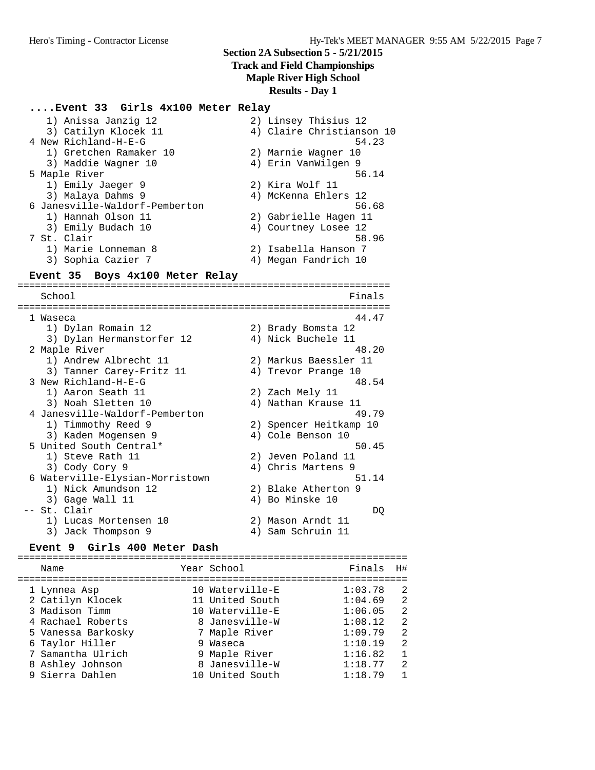## Section 2A Subsection 5 - 5/21/2015
## Track and Field Championships
## Maple River High School
## Results - Day 1

### ....Event 33 Girls 4x100 Meter Relay

| School | Finals |
|---|---|
| 1) Anissa Janzig 12, 2) Linsey Thisius 12, 3) Catilyn Klocek 11, 4) Claire Christianson 10 | |
| 4 New Richland-H-E-G | 54.23 |
| 1) Gretchen Ramaker 10, 2) Marnie Wagner 10, 3) Maddie Wagner 10, 4) Erin VanWilgen 9 | |
| 5 Maple River | 56.14 |
| 1) Emily Jaeger 9, 2) Kira Wolf 11, 3) Malaya Dahms 9, 4) McKenna Ehlers 12 | |
| 6 Janesville-Waldorf-Pemberton | 56.68 |
| 1) Hannah Olson 11, 2) Gabrielle Hagen 11, 3) Emily Budach 10, 4) Courtney Losee 12 | |
| 7 St. Clair | 58.96 |
| 1) Marie Lonneman 8, 2) Isabella Hanson 7, 3) Sophia Cazier 7, 4) Megan Fandrich 10 | |

### Event 35 Boys 4x100 Meter Relay

| School | Finals |
|---|---|
| 1 Waseca | 44.47 |
| 1) Dylan Romain 12, 2) Brady Bomsta 12, 3) Dylan Hermanstorfer 12, 4) Nick Buchele 11 | |
| 2 Maple River | 48.20 |
| 1) Andrew Albrecht 11, 2) Markus Baessler 11, 3) Tanner Carey-Fritz 11, 4) Trevor Prange 10 | |
| 3 New Richland-H-E-G | 48.54 |
| 1) Aaron Seath 11, 2) Zach Mely 11, 3) Noah Sletten 10, 4) Nathan Krause 11 | |
| 4 Janesville-Waldorf-Pemberton | 49.79 |
| 1) Timmothy Reed 9, 2) Spencer Heitkamp 10, 3) Kaden Mogensen 9, 4) Cole Benson 10 | |
| 5 United South Central* | 50.45 |
| 1) Steve Rath 11, 2) Jeven Poland 11, 3) Cody Cory 9, 4) Chris Martens 9 | |
| 6 Waterville-Elysian-Morristown | 51.14 |
| 1) Nick Amundson 12, 2) Blake Atherton 9, 3) Gage Wall 11, 4) Bo Minske 10 | |
| -- St. Clair | DQ |
| 1) Lucas Mortensen 10, 2) Mason Arndt 11, 3) Jack Thompson 9, 4) Sam Schruin 11 | |

### Event 9 Girls 400 Meter Dash

| Name | Year | School | Finals | H# |
|---|---|---|---|---|
| 1 Lynnea Asp | 10 | Waterville-E | 1:03.78 | 2 |
| 2 Catilyn Klocek | 11 | United South | 1:04.69 | 2 |
| 3 Madison Timm | 10 | Waterville-E | 1:06.05 | 2 |
| 4 Rachael Roberts | 8 | Janesville-W | 1:08.12 | 2 |
| 5 Vanessa Barkosky | 7 | Maple River | 1:09.79 | 2 |
| 6 Taylor Hiller | 9 | Waseca | 1:10.19 | 2 |
| 7 Samantha Ulrich | 9 | Maple River | 1:16.82 | 1 |
| 8 Ashley Johnson | 8 | Janesville-W | 1:18.77 | 2 |
| 9 Sierra Dahlen | 10 | United South | 1:18.79 | 1 |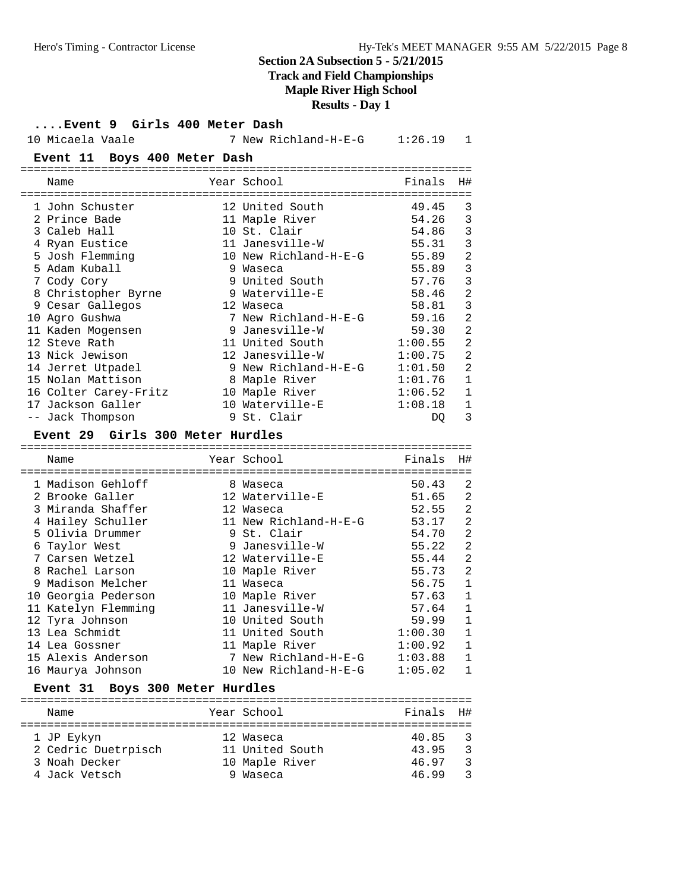## Section 2A Subsection 5 - 5/21/2015
## Track and Field Championships
## Maple River High School
## Results - Day 1

### ....Event 9 Girls 400 Meter Dash

| | Name | Year | School | Finals | H# |
|---|---|---|---|---|---|
| 10 | Micaela Vaale | 7 | New Richland-H-E-G | 1:26.19 | 1 |

### Event 11 Boys 400 Meter Dash

| | Name | Year | School | Finals | H# |
|---|---|---|---|---|---|
| 1 | John Schuster | 12 | United South | 49.45 | 3 |
| 2 | Prince Bade | 11 | Maple River | 54.26 | 3 |
| 3 | Caleb Hall | 10 | St. Clair | 54.86 | 3 |
| 4 | Ryan Eustice | 11 | Janesville-W | 55.31 | 3 |
| 5 | Josh Flemming | 10 | New Richland-H-E-G | 55.89 | 2 |
| 5 | Adam Kuball | 9 | Waseca | 55.89 | 3 |
| 7 | Cody Cory | 9 | United South | 57.76 | 3 |
| 8 | Christopher Byrne | 9 | Waterville-E | 58.46 | 2 |
| 9 | Cesar Gallegos | 12 | Waseca | 58.81 | 3 |
| 10 | Agro Gushwa | 7 | New Richland-H-E-G | 59.16 | 2 |
| 11 | Kaden Mogensen | 9 | Janesville-W | 59.30 | 2 |
| 12 | Steve Rath | 11 | United South | 1:00.55 | 2 |
| 13 | Nick Jewison | 12 | Janesville-W | 1:00.75 | 2 |
| 14 | Jerret Utpadel | 9 | New Richland-H-E-G | 1:01.50 | 2 |
| 15 | Nolan Mattison | 8 | Maple River | 1:01.76 | 1 |
| 16 | Colter Carey-Fritz | 10 | Maple River | 1:06.52 | 1 |
| 17 | Jackson Galler | 10 | Waterville-E | 1:08.18 | 1 |
| -- | Jack Thompson | 9 | St. Clair | DQ | 3 |

### Event 29 Girls 300 Meter Hurdles

| | Name | Year | School | Finals | H# |
|---|---|---|---|---|---|
| 1 | Madison Gehloff | 8 | Waseca | 50.43 | 2 |
| 2 | Brooke Galler | 12 | Waterville-E | 51.65 | 2 |
| 3 | Miranda Shaffer | 12 | Waseca | 52.55 | 2 |
| 4 | Hailey Schuller | 11 | New Richland-H-E-G | 53.17 | 2 |
| 5 | Olivia Drummer | 9 | St. Clair | 54.70 | 2 |
| 6 | Taylor West | 9 | Janesville-W | 55.22 | 2 |
| 7 | Carsen Wetzel | 12 | Waterville-E | 55.44 | 2 |
| 8 | Rachel Larson | 10 | Maple River | 55.73 | 2 |
| 9 | Madison Melcher | 11 | Waseca | 56.75 | 1 |
| 10 | Georgia Pederson | 10 | Maple River | 57.63 | 1 |
| 11 | Katelyn Flemming | 11 | Janesville-W | 57.64 | 1 |
| 12 | Tyra Johnson | 10 | United South | 59.99 | 1 |
| 13 | Lea Schmidt | 11 | United South | 1:00.30 | 1 |
| 14 | Lea Gossner | 11 | Maple River | 1:00.92 | 1 |
| 15 | Alexis Anderson | 7 | New Richland-H-E-G | 1:03.88 | 1 |
| 16 | Maurya Johnson | 10 | New Richland-H-E-G | 1:05.02 | 1 |

### Event 31 Boys 300 Meter Hurdles

| | Name | Year | School | Finals | H# |
|---|---|---|---|---|---|
| 1 | JP Eykyn | 12 | Waseca | 40.85 | 3 |
| 2 | Cedric Duetrpisch | 11 | United South | 43.95 | 3 |
| 3 | Noah Decker | 10 | Maple River | 46.97 | 3 |
| 4 | Jack Vetsch | 9 | Waseca | 46.99 | 3 |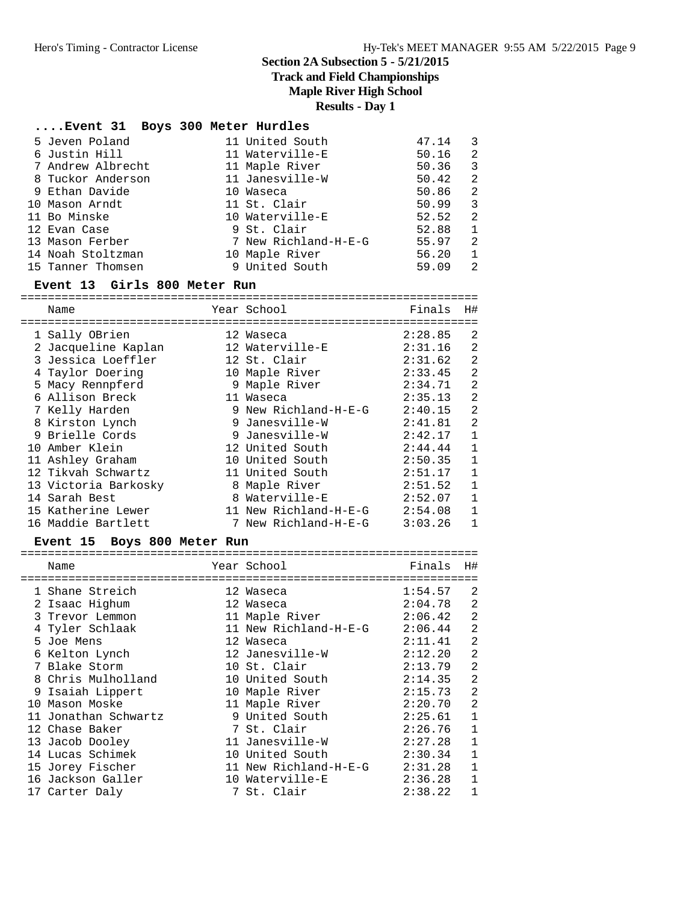# Section 2A Subsection 5 - 5/21/2015

## Track and Field Championships

## Maple River High School

## Results - Day 1

### ....Event 31 Boys 300 Meter Hurdles

| Place | Name | Year | School | Finals | H# |
|---|---|---|---|---|---|
| 5 | Jeven Poland | 11 | United South | 47.14 | 3 |
| 6 | Justin Hill | 11 | Waterville-E | 50.16 | 2 |
| 7 | Andrew Albrecht | 11 | Maple River | 50.36 | 3 |
| 8 | Tuckor Anderson | 11 | Janesville-W | 50.42 | 2 |
| 9 | Ethan Davide | 10 | Waseca | 50.86 | 2 |
| 10 | Mason Arndt | 11 | St. Clair | 50.99 | 3 |
| 11 | Bo Minske | 10 | Waterville-E | 52.52 | 2 |
| 12 | Evan Case | 9 | St. Clair | 52.88 | 1 |
| 13 | Mason Ferber | 7 | New Richland-H-E-G | 55.97 | 2 |
| 14 | Noah Stoltzman | 10 | Maple River | 56.20 | 1 |
| 15 | Tanner Thomsen | 9 | United South | 59.09 | 2 |

### Event 13 Girls 800 Meter Run

| Place | Name | Year | School | Finals | H# |
|---|---|---|---|---|---|
| 1 | Sally OBrien | 12 | Waseca | 2:28.85 | 2 |
| 2 | Jacqueline Kaplan | 12 | Waterville-E | 2:31.16 | 2 |
| 3 | Jessica Loeffler | 12 | St. Clair | 2:31.62 | 2 |
| 4 | Taylor Doering | 10 | Maple River | 2:33.45 | 2 |
| 5 | Macy Rennpferd | 9 | Maple River | 2:34.71 | 2 |
| 6 | Allison Breck | 11 | Waseca | 2:35.13 | 2 |
| 7 | Kelly Harden | 9 | New Richland-H-E-G | 2:40.15 | 2 |
| 8 | Kirston Lynch | 9 | Janesville-W | 2:41.81 | 2 |
| 9 | Brielle Cords | 9 | Janesville-W | 2:42.17 | 1 |
| 10 | Amber Klein | 12 | United South | 2:44.44 | 1 |
| 11 | Ashley Graham | 10 | United South | 2:50.35 | 1 |
| 12 | Tikvah Schwartz | 11 | United South | 2:51.17 | 1 |
| 13 | Victoria Barkosky | 8 | Maple River | 2:51.52 | 1 |
| 14 | Sarah Best | 8 | Waterville-E | 2:52.07 | 1 |
| 15 | Katherine Lewer | 11 | New Richland-H-E-G | 2:54.08 | 1 |
| 16 | Maddie Bartlett | 7 | New Richland-H-E-G | 3:03.26 | 1 |

### Event 15 Boys 800 Meter Run

| Place | Name | Year | School | Finals | H# |
|---|---|---|---|---|---|
| 1 | Shane Streich | 12 | Waseca | 1:54.57 | 2 |
| 2 | Isaac Highum | 12 | Waseca | 2:04.78 | 2 |
| 3 | Trevor Lemmon | 11 | Maple River | 2:06.42 | 2 |
| 4 | Tyler Schlaak | 11 | New Richland-H-E-G | 2:06.44 | 2 |
| 5 | Joe Mens | 12 | Waseca | 2:11.41 | 2 |
| 6 | Kelton Lynch | 12 | Janesville-W | 2:12.20 | 2 |
| 7 | Blake Storm | 10 | St. Clair | 2:13.79 | 2 |
| 8 | Chris Mulholland | 10 | United South | 2:14.35 | 2 |
| 9 | Isaiah Lippert | 10 | Maple River | 2:15.73 | 2 |
| 10 | Mason Moske | 11 | Maple River | 2:20.70 | 2 |
| 11 | Jonathan Schwartz | 9 | United South | 2:25.61 | 1 |
| 12 | Chase Baker | 7 | St. Clair | 2:26.76 | 1 |
| 13 | Jacob Dooley | 11 | Janesville-W | 2:27.28 | 1 |
| 14 | Lucas Schimek | 10 | United South | 2:30.34 | 1 |
| 15 | Jorey Fischer | 11 | New Richland-H-E-G | 2:31.28 | 1 |
| 16 | Jackson Galler | 10 | Waterville-E | 2:36.28 | 1 |
| 17 | Carter Daly | 7 | St. Clair | 2:38.22 | 1 |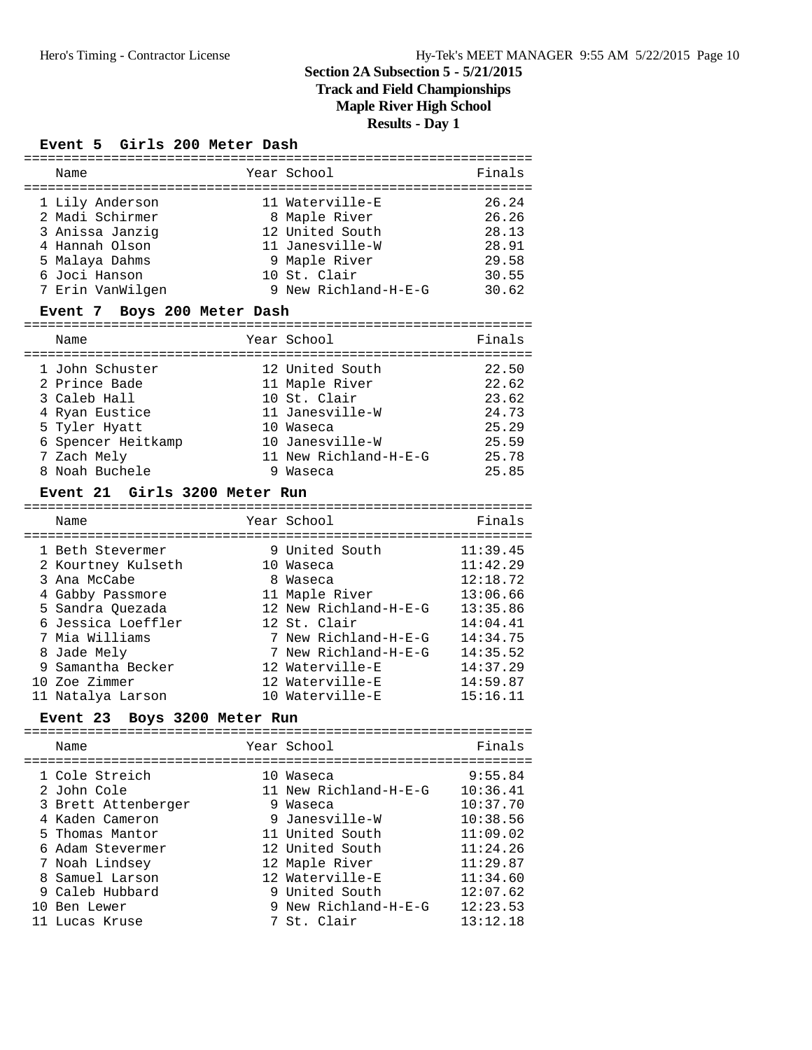# Section 2A Subsection 5 - 5/21/2015
## Track and Field Championships
## Maple River High School
## Results - Day 1

### Event 5 Girls 200 Meter Dash

| Name | Year | School | Finals |
|---|---|---|---|
| 1 Lily Anderson | 11 | Waterville-E | 26.24 |
| 2 Madi Schirmer | 8 | Maple River | 26.26 |
| 3 Anissa Janzig | 12 | United South | 28.13 |
| 4 Hannah Olson | 11 | Janesville-W | 28.91 |
| 5 Malaya Dahms | 9 | Maple River | 29.58 |
| 6 Joci Hanson | 10 | St. Clair | 30.55 |
| 7 Erin VanWilgen | 9 | New Richland-H-E-G | 30.62 |

### Event 7 Boys 200 Meter Dash

| Name | Year | School | Finals |
|---|---|---|---|
| 1 John Schuster | 12 | United South | 22.50 |
| 2 Prince Bade | 11 | Maple River | 22.62 |
| 3 Caleb Hall | 10 | St. Clair | 23.62 |
| 4 Ryan Eustice | 11 | Janesville-W | 24.73 |
| 5 Tyler Hyatt | 10 | Waseca | 25.29 |
| 6 Spencer Heitkamp | 10 | Janesville-W | 25.59 |
| 7 Zach Mely | 11 | New Richland-H-E-G | 25.78 |
| 8 Noah Buchele | 9 | Waseca | 25.85 |

### Event 21 Girls 3200 Meter Run

| Name | Year | School | Finals |
|---|---|---|---|
| 1 Beth Stevermer | 9 | United South | 11:39.45 |
| 2 Kourtney Kulseth | 10 | Waseca | 11:42.29 |
| 3 Ana McCabe | 8 | Waseca | 12:18.72 |
| 4 Gabby Passmore | 11 | Maple River | 13:06.66 |
| 5 Sandra Quezada | 12 | New Richland-H-E-G | 13:35.86 |
| 6 Jessica Loeffler | 12 | St. Clair | 14:04.41 |
| 7 Mia Williams | 7 | New Richland-H-E-G | 14:34.75 |
| 8 Jade Mely | 7 | New Richland-H-E-G | 14:35.52 |
| 9 Samantha Becker | 12 | Waterville-E | 14:37.29 |
| 10 Zoe Zimmer | 12 | Waterville-E | 14:59.87 |
| 11 Natalya Larson | 10 | Waterville-E | 15:16.11 |

### Event 23 Boys 3200 Meter Run

| Name | Year | School | Finals |
|---|---|---|---|
| 1 Cole Streich | 10 | Waseca | 9:55.84 |
| 2 John Cole | 11 | New Richland-H-E-G | 10:36.41 |
| 3 Brett Attenberger | 9 | Waseca | 10:37.70 |
| 4 Kaden Cameron | 9 | Janesville-W | 10:38.56 |
| 5 Thomas Mantor | 11 | United South | 11:09.02 |
| 6 Adam Stevermer | 12 | United South | 11:24.26 |
| 7 Noah Lindsey | 12 | Maple River | 11:29.87 |
| 8 Samuel Larson | 12 | Waterville-E | 11:34.60 |
| 9 Caleb Hubbard | 9 | United South | 12:07.62 |
| 10 Ben Lewer | 9 | New Richland-H-E-G | 12:23.53 |
| 11 Lucas Kruse | 7 | St. Clair | 13:12.18 |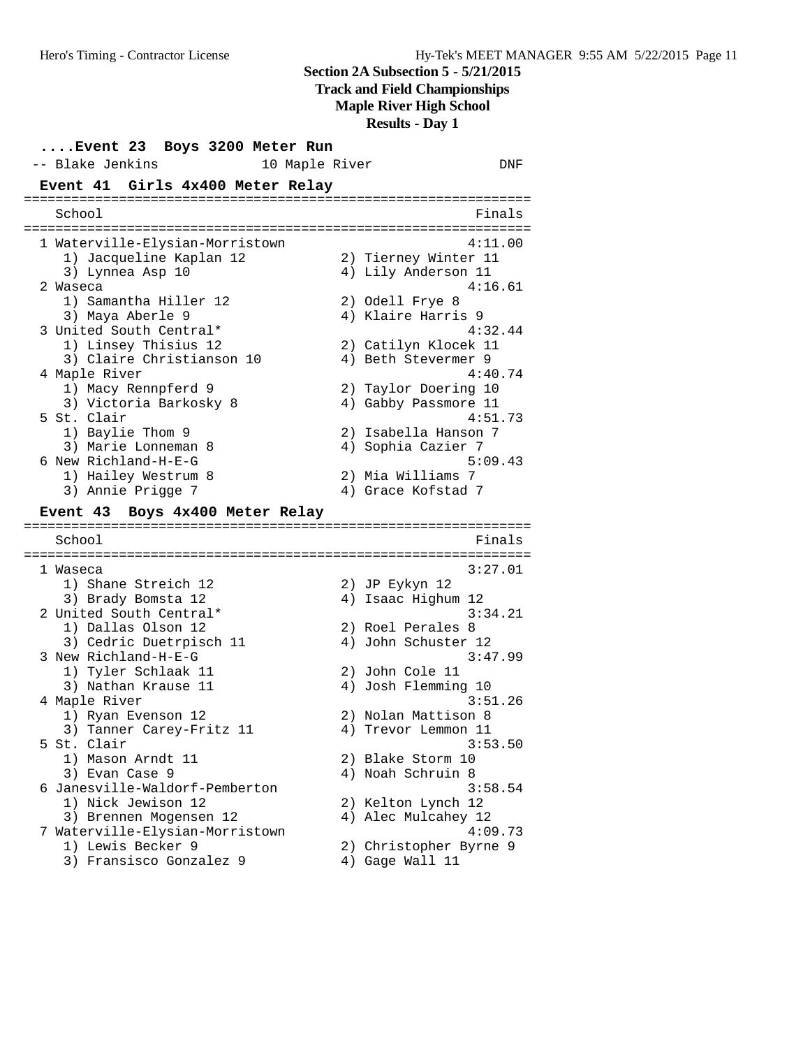## Section 2A Subsection 5 - 5/21/2015
## Track and Field Championships
## Maple River High School
## Results - Day 1

**....Event 23 Boys 3200 Meter Run**

```
 -- Blake Jenkins             10 Maple River              DNF
```

**Event 41 Girls 4x400 Meter Relay**

```
================================================================
    School                                                Finals
================================================================
  1 Waterville-Elysian-Morristown                        4:11.00
     1) Jacqueline Kaplan 12           2) Tierney Winter 11
     3) Lynnea Asp 10                  4) Lily Anderson 11
  2 Waseca                                               4:16.61
     1) Samantha Hiller 12             2) Odell Frye 8
     3) Maya Aberle 9                  4) Klaire Harris 9
  3 United South Central*                                4:32.44
     1) Linsey Thisius 12              2) Catilyn Klocek 11
     3) Claire Christianson 10         4) Beth Stevermer 9
  4 Maple River                                          4:40.74
     1) Macy Rennpferd 9               2) Taylor Doering 10
     3) Victoria Barkosky 8            4) Gabby Passmore 11
  5 St. Clair                                            4:51.73
     1) Baylie Thom 9                  2) Isabella Hanson 7
     3) Marie Lonneman 8               4) Sophia Cazier 7
  6 New Richland-H-E-G                                   5:09.43
     1) Hailey Westrum 8               2) Mia Williams 7
     3) Annie Prigge 7                 4) Grace Kofstad 7
```

**Event 43 Boys 4x400 Meter Relay**

```
================================================================
    School                                                Finals
================================================================
  1 Waseca                                               3:27.01
     1) Shane Streich 12               2) JP Eykyn 12
     3) Brady Bomsta 12                4) Isaac Highum 12
  2 United South Central*                                3:34.21
     1) Dallas Olson 12                2) Roel Perales 8
     3) Cedric Duetrpisch 11           4) John Schuster 12
  3 New Richland-H-E-G                                   3:47.99
     1) Tyler Schlaak 11               2) John Cole 11
     3) Nathan Krause 11               4) Josh Flemming 10
  4 Maple River                                          3:51.26
     1) Ryan Evenson 12                2) Nolan Mattison 8
     3) Tanner Carey-Fritz 11          4) Trevor Lemmon 11
  5 St. Clair                                            3:53.50
     1) Mason Arndt 11                 2) Blake Storm 10
     3) Evan Case 9                    4) Noah Schruin 8
  6 Janesville-Waldorf-Pemberton                         3:58.54
     1) Nick Jewison 12                2) Kelton Lynch 12
     3) Brennen Mogensen 12            4) Alec Mulcahey 12
  7 Waterville-Elysian-Morristown                        4:09.73
     1) Lewis Becker 9                 2) Christopher Byrne 9
     3) Fransisco Gonzalez 9           4) Gage Wall 11
```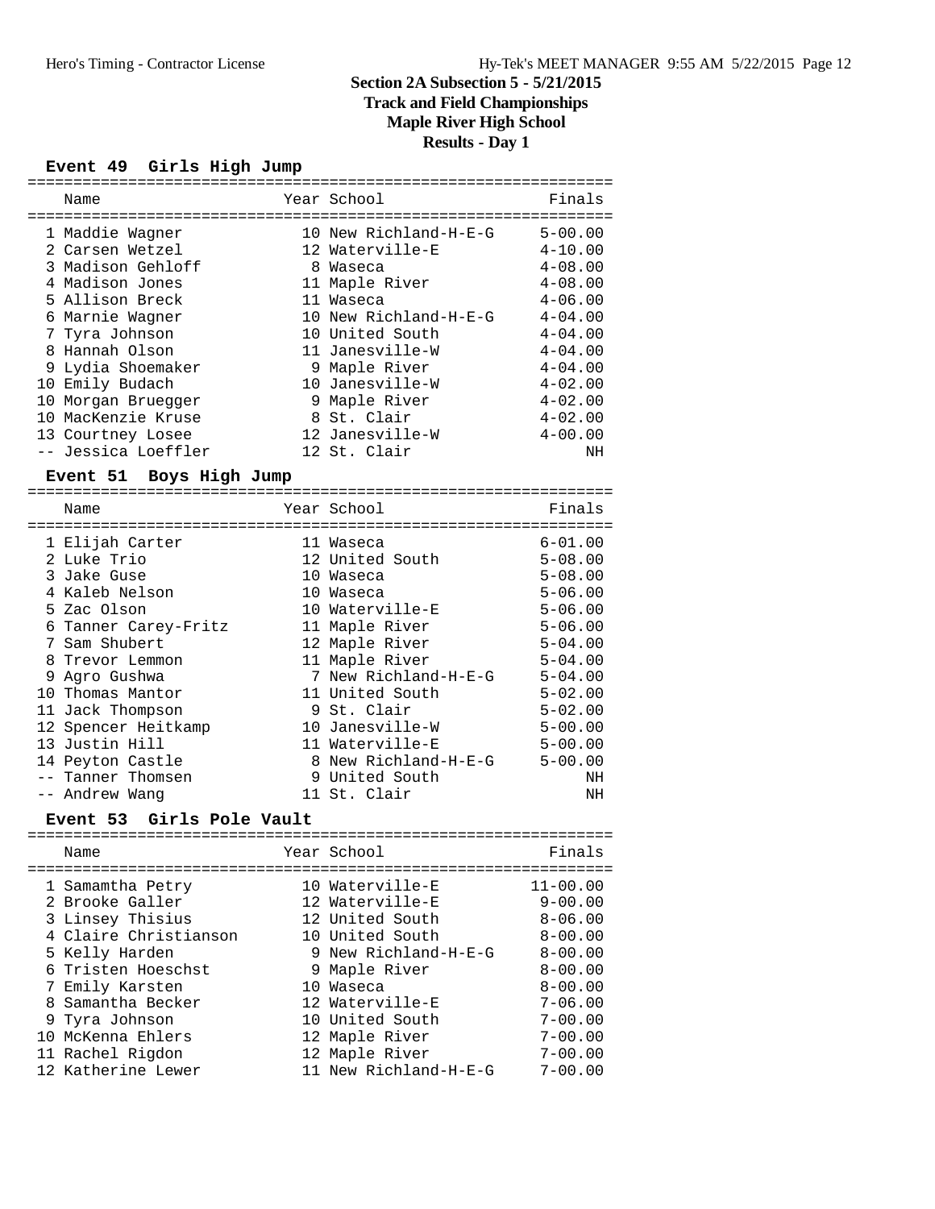# Section 2A Subsection 5 - 5/21/2015
## Track and Field Championships
## Maple River High School
## Results - Day 1

### Event 49 Girls High Jump

| | Name | Year | School | Finals |
|---|---|---|---|---|
| 1 | Maddie Wagner | 10 | New Richland-H-E-G | 5-00.00 |
| 2 | Carsen Wetzel | 12 | Waterville-E | 4-10.00 |
| 3 | Madison Gehloff | 8 | Waseca | 4-08.00 |
| 4 | Madison Jones | 11 | Maple River | 4-08.00 |
| 5 | Allison Breck | 11 | Waseca | 4-06.00 |
| 6 | Marnie Wagner | 10 | New Richland-H-E-G | 4-04.00 |
| 7 | Tyra Johnson | 10 | United South | 4-04.00 |
| 8 | Hannah Olson | 11 | Janesville-W | 4-04.00 |
| 9 | Lydia Shoemaker | 9 | Maple River | 4-04.00 |
| 10 | Emily Budach | 10 | Janesville-W | 4-02.00 |
| 10 | Morgan Bruegger | 9 | Maple River | 4-02.00 |
| 10 | MacKenzie Kruse | 8 | St. Clair | 4-02.00 |
| 13 | Courtney Losee | 12 | Janesville-W | 4-00.00 |
| -- | Jessica Loeffler | 12 | St. Clair | NH |

### Event 51 Boys High Jump

| | Name | Year | School | Finals |
|---|---|---|---|---|
| 1 | Elijah Carter | 11 | Waseca | 6-01.00 |
| 2 | Luke Trio | 12 | United South | 5-08.00 |
| 3 | Jake Guse | 10 | Waseca | 5-08.00 |
| 4 | Kaleb Nelson | 10 | Waseca | 5-06.00 |
| 5 | Zac Olson | 10 | Waterville-E | 5-06.00 |
| 6 | Tanner Carey-Fritz | 11 | Maple River | 5-06.00 |
| 7 | Sam Shubert | 12 | Maple River | 5-04.00 |
| 8 | Trevor Lemmon | 11 | Maple River | 5-04.00 |
| 9 | Agro Gushwa | 7 | New Richland-H-E-G | 5-04.00 |
| 10 | Thomas Mantor | 11 | United South | 5-02.00 |
| 11 | Jack Thompson | 9 | St. Clair | 5-02.00 |
| 12 | Spencer Heitkamp | 10 | Janesville-W | 5-00.00 |
| 13 | Justin Hill | 11 | Waterville-E | 5-00.00 |
| 14 | Peyton Castle | 8 | New Richland-H-E-G | 5-00.00 |
| -- | Tanner Thomsen | 9 | United South | NH |
| -- | Andrew Wang | 11 | St. Clair | NH |

### Event 53 Girls Pole Vault

| | Name | Year | School | Finals |
|---|---|---|---|---|
| 1 | Samamtha Petry | 10 | Waterville-E | 11-00.00 |
| 2 | Brooke Galler | 12 | Waterville-E | 9-00.00 |
| 3 | Linsey Thisius | 12 | United South | 8-06.00 |
| 4 | Claire Christianson | 10 | United South | 8-00.00 |
| 5 | Kelly Harden | 9 | New Richland-H-E-G | 8-00.00 |
| 6 | Tristen Hoeschst | 9 | Maple River | 8-00.00 |
| 7 | Emily Karsten | 10 | Waseca | 8-00.00 |
| 8 | Samantha Becker | 12 | Waterville-E | 7-06.00 |
| 9 | Tyra Johnson | 10 | United South | 7-00.00 |
| 10 | McKenna Ehlers | 12 | Maple River | 7-00.00 |
| 11 | Rachel Rigdon | 12 | Maple River | 7-00.00 |
| 12 | Katherine Lewer | 11 | New Richland-H-E-G | 7-00.00 |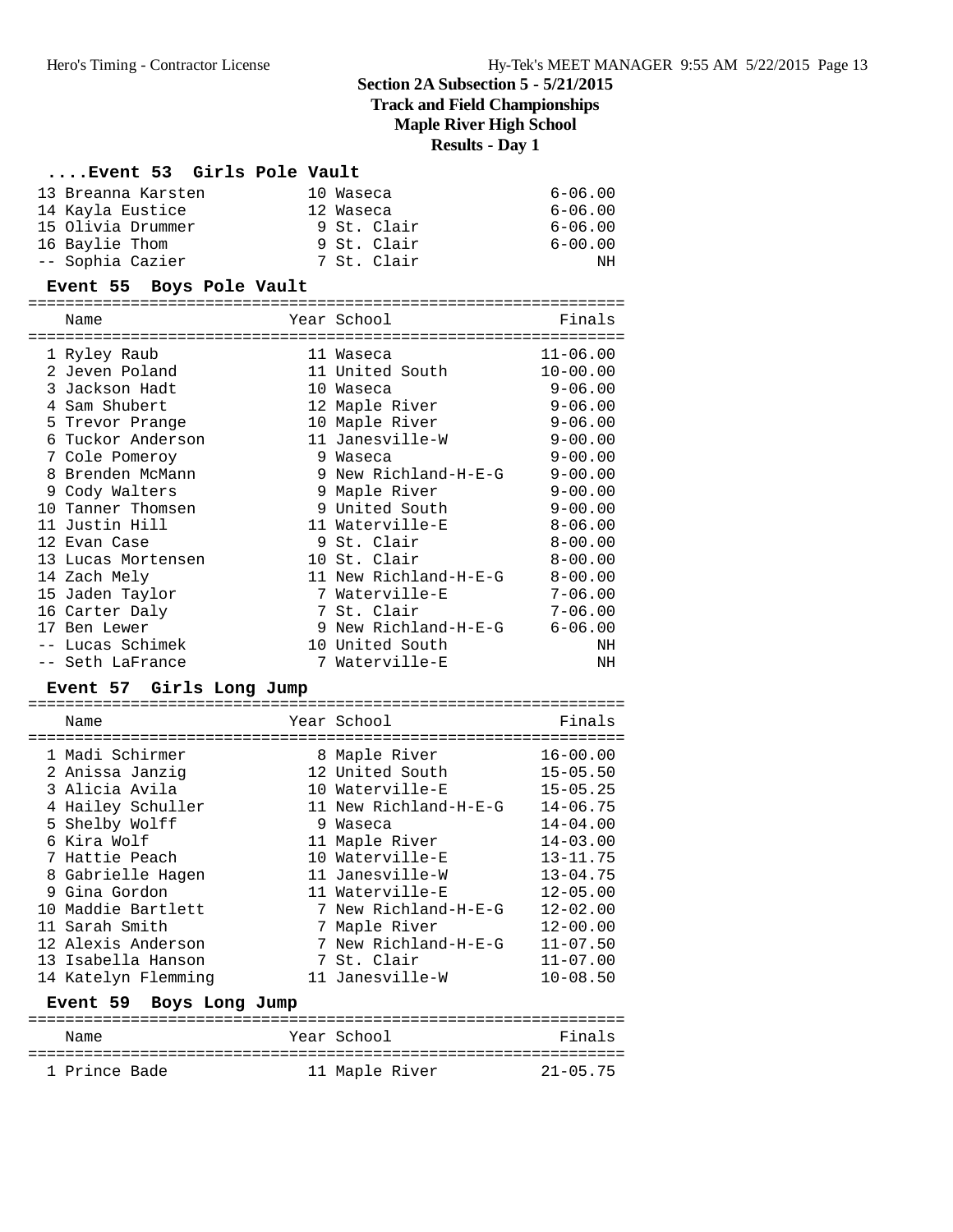## Section 2A Subsection 5 - 5/21/2015
## Track and Field Championships
## Maple River High School
## Results - Day 1

### ....Event 53 Girls Pole Vault

| | Name | Year | School | Finals |
|---|---|---|---|---|
| 13 | Breanna Karsten | 10 | Waseca | 6-06.00 |
| 14 | Kayla Eustice | 12 | Waseca | 6-06.00 |
| 15 | Olivia Drummer | 9 | St. Clair | 6-06.00 |
| 16 | Baylie Thom | 9 | St. Clair | 6-00.00 |
| -- | Sophia Cazier | 7 | St. Clair | NH |

### Event 55 Boys Pole Vault

| | Name | Year | School | Finals |
|---|---|---|---|---|
| 1 | Ryley Raub | 11 | Waseca | 11-06.00 |
| 2 | Jeven Poland | 11 | United South | 10-00.00 |
| 3 | Jackson Hadt | 10 | Waseca | 9-06.00 |
| 4 | Sam Shubert | 12 | Maple River | 9-06.00 |
| 5 | Trevor Prange | 10 | Maple River | 9-06.00 |
| 6 | Tuckor Anderson | 11 | Janesville-W | 9-00.00 |
| 7 | Cole Pomeroy | 9 | Waseca | 9-00.00 |
| 8 | Brenden McMann | 9 | New Richland-H-E-G | 9-00.00 |
| 9 | Cody Walters | 9 | Maple River | 9-00.00 |
| 10 | Tanner Thomsen | 9 | United South | 9-00.00 |
| 11 | Justin Hill | 11 | Waterville-E | 8-06.00 |
| 12 | Evan Case | 9 | St. Clair | 8-00.00 |
| 13 | Lucas Mortensen | 10 | St. Clair | 8-00.00 |
| 14 | Zach Mely | 11 | New Richland-H-E-G | 8-00.00 |
| 15 | Jaden Taylor | 7 | Waterville-E | 7-06.00 |
| 16 | Carter Daly | 7 | St. Clair | 7-06.00 |
| 17 | Ben Lewer | 9 | New Richland-H-E-G | 6-06.00 |
| -- | Lucas Schimek | 10 | United South | NH |
| -- | Seth LaFrance | 7 | Waterville-E | NH |

### Event 57 Girls Long Jump

| | Name | Year | School | Finals |
|---|---|---|---|---|
| 1 | Madi Schirmer | 8 | Maple River | 16-00.00 |
| 2 | Anissa Janzig | 12 | United South | 15-05.50 |
| 3 | Alicia Avila | 10 | Waterville-E | 15-05.25 |
| 4 | Hailey Schuller | 11 | New Richland-H-E-G | 14-06.75 |
| 5 | Shelby Wolff | 9 | Waseca | 14-04.00 |
| 6 | Kira Wolf | 11 | Maple River | 14-03.00 |
| 7 | Hattie Peach | 10 | Waterville-E | 13-11.75 |
| 8 | Gabrielle Hagen | 11 | Janesville-W | 13-04.75 |
| 9 | Gina Gordon | 11 | Waterville-E | 12-05.00 |
| 10 | Maddie Bartlett | 7 | New Richland-H-E-G | 12-02.00 |
| 11 | Sarah Smith | 7 | Maple River | 12-00.00 |
| 12 | Alexis Anderson | 7 | New Richland-H-E-G | 11-07.50 |
| 13 | Isabella Hanson | 7 | St. Clair | 11-07.00 |
| 14 | Katelyn Flemming | 11 | Janesville-W | 10-08.50 |

### Event 59 Boys Long Jump

| | Name | Year | School | Finals |
|---|---|---|---|---|
| 1 | Prince Bade | 11 | Maple River | 21-05.75 |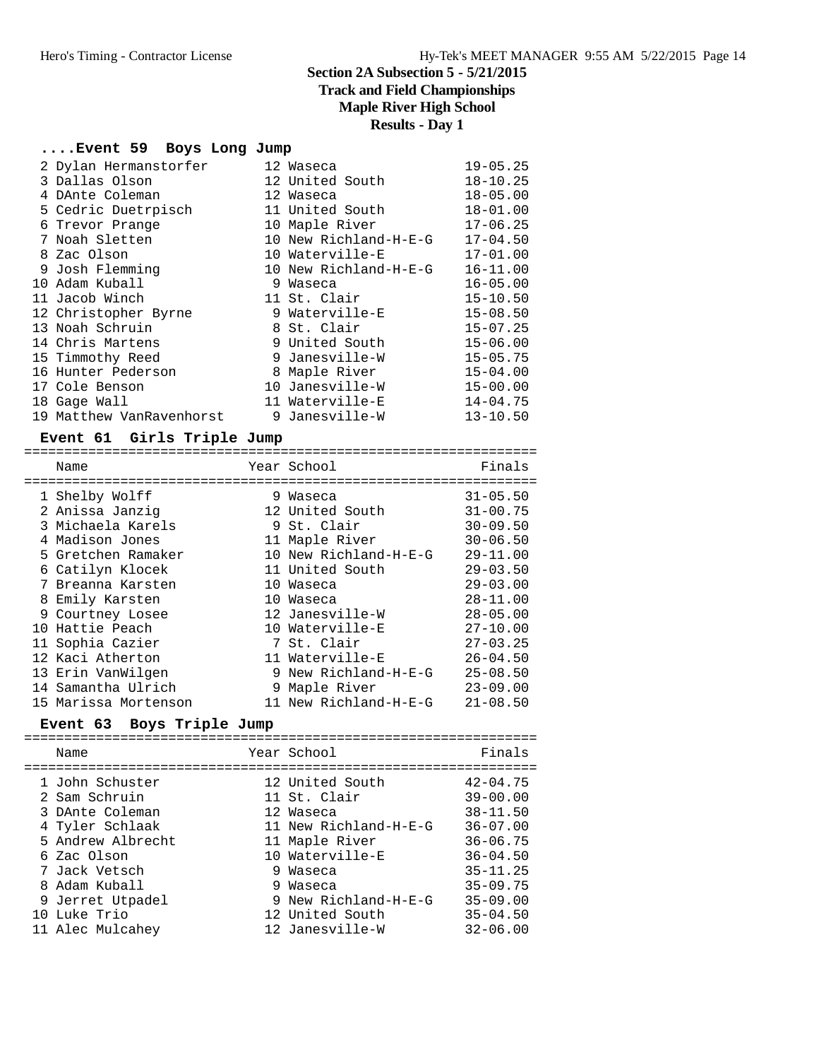## Section 2A Subsection 5 - 5/21/2015
## Track and Field Championships
## Maple River High School
## Results - Day 1

### ....Event 59 Boys Long Jump

| Place | Name | Year | School | Finals |
|---|---|---|---|---|
| 2 | Dylan Hermanstorfer | 12 | Waseca | 19-05.25 |
| 3 | Dallas Olson | 12 | United South | 18-10.25 |
| 4 | DAnte Coleman | 12 | Waseca | 18-05.00 |
| 5 | Cedric Duetrpisch | 11 | United South | 18-01.00 |
| 6 | Trevor Prange | 10 | Maple River | 17-06.25 |
| 7 | Noah Sletten | 10 | New Richland-H-E-G | 17-04.50 |
| 8 | Zac Olson | 10 | Waterville-E | 17-01.00 |
| 9 | Josh Flemming | 10 | New Richland-H-E-G | 16-11.00 |
| 10 | Adam Kuball | 9 | Waseca | 16-05.00 |
| 11 | Jacob Winch | 11 | St. Clair | 15-10.50 |
| 12 | Christopher Byrne | 9 | Waterville-E | 15-08.50 |
| 13 | Noah Schruin | 8 | St. Clair | 15-07.25 |
| 14 | Chris Martens | 9 | United South | 15-06.00 |
| 15 | Timmothy Reed | 9 | Janesville-W | 15-05.75 |
| 16 | Hunter Pederson | 8 | Maple River | 15-04.00 |
| 17 | Cole Benson | 10 | Janesville-W | 15-00.00 |
| 18 | Gage Wall | 11 | Waterville-E | 14-04.75 |
| 19 | Matthew VanRavenhorst | 9 | Janesville-W | 13-10.50 |

### Event 61 Girls Triple Jump

| Place | Name | Year | School | Finals |
|---|---|---|---|---|
| 1 | Shelby Wolff | 9 | Waseca | 31-05.50 |
| 2 | Anissa Janzig | 12 | United South | 31-00.75 |
| 3 | Michaela Karels | 9 | St. Clair | 30-09.50 |
| 4 | Madison Jones | 11 | Maple River | 30-06.50 |
| 5 | Gretchen Ramaker | 10 | New Richland-H-E-G | 29-11.00 |
| 6 | Catilyn Klocek | 11 | United South | 29-03.50 |
| 7 | Breanna Karsten | 10 | Waseca | 29-03.00 |
| 8 | Emily Karsten | 10 | Waseca | 28-11.00 |
| 9 | Courtney Losee | 12 | Janesville-W | 28-05.00 |
| 10 | Hattie Peach | 10 | Waterville-E | 27-10.00 |
| 11 | Sophia Cazier | 7 | St. Clair | 27-03.25 |
| 12 | Kaci Atherton | 11 | Waterville-E | 26-04.50 |
| 13 | Erin VanWilgen | 9 | New Richland-H-E-G | 25-08.50 |
| 14 | Samantha Ulrich | 9 | Maple River | 23-09.00 |
| 15 | Marissa Mortenson | 11 | New Richland-H-E-G | 21-08.50 |

### Event 63 Boys Triple Jump

| Place | Name | Year | School | Finals |
|---|---|---|---|---|
| 1 | John Schuster | 12 | United South | 42-04.75 |
| 2 | Sam Schruin | 11 | St. Clair | 39-00.00 |
| 3 | DAnte Coleman | 12 | Waseca | 38-11.50 |
| 4 | Tyler Schlaak | 11 | New Richland-H-E-G | 36-07.00 |
| 5 | Andrew Albrecht | 11 | Maple River | 36-06.75 |
| 6 | Zac Olson | 10 | Waterville-E | 36-04.50 |
| 7 | Jack Vetsch | 9 | Waseca | 35-11.25 |
| 8 | Adam Kuball | 9 | Waseca | 35-09.75 |
| 9 | Jerret Utpadel | 9 | New Richland-H-E-G | 35-09.00 |
| 10 | Luke Trio | 12 | United South | 35-04.50 |
| 11 | Alec Mulcahey | 12 | Janesville-W | 32-06.00 |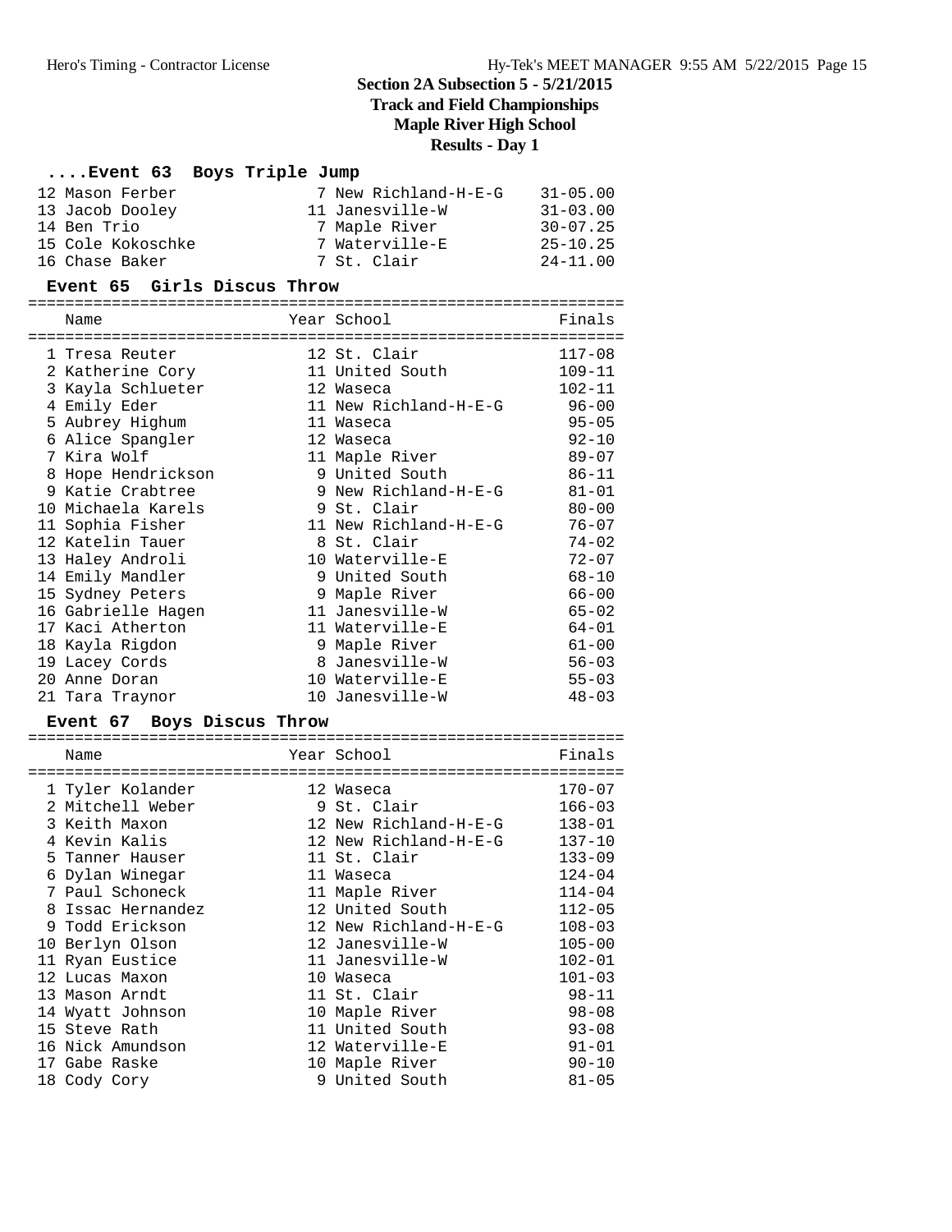## Section 2A Subsection 5 - 5/21/2015

## Track and Field Championships

## Maple River High School

## Results - Day 1

### ....Event 63 Boys Triple Jump

| Place | Name | Year | School | Finals |
|---|---|---|---|---|
| 12 | Mason Ferber | 7 | New Richland-H-E-G | 31-05.00 |
| 13 | Jacob Dooley | 11 | Janesville-W | 31-03.00 |
| 14 | Ben Trio | 7 | Maple River | 30-07.25 |
| 15 | Cole Kokoschke | 7 | Waterville-E | 25-10.25 |
| 16 | Chase Baker | 7 | St. Clair | 24-11.00 |

### Event 65 Girls Discus Throw

| Place | Name | Year | School | Finals |
|---|---|---|---|---|
| 1 | Tresa Reuter | 12 | St. Clair | 117-08 |
| 2 | Katherine Cory | 11 | United South | 109-11 |
| 3 | Kayla Schlueter | 12 | Waseca | 102-11 |
| 4 | Emily Eder | 11 | New Richland-H-E-G | 96-00 |
| 5 | Aubrey Highum | 11 | Waseca | 95-05 |
| 6 | Alice Spangler | 12 | Waseca | 92-10 |
| 7 | Kira Wolf | 11 | Maple River | 89-07 |
| 8 | Hope Hendrickson | 9 | United South | 86-11 |
| 9 | Katie Crabtree | 9 | New Richland-H-E-G | 81-01 |
| 10 | Michaela Karels | 9 | St. Clair | 80-00 |
| 11 | Sophia Fisher | 11 | New Richland-H-E-G | 76-07 |
| 12 | Katelin Tauer | 8 | St. Clair | 74-02 |
| 13 | Haley Androli | 10 | Waterville-E | 72-07 |
| 14 | Emily Mandler | 9 | United South | 68-10 |
| 15 | Sydney Peters | 9 | Maple River | 66-00 |
| 16 | Gabrielle Hagen | 11 | Janesville-W | 65-02 |
| 17 | Kaci Atherton | 11 | Waterville-E | 64-01 |
| 18 | Kayla Rigdon | 9 | Maple River | 61-00 |
| 19 | Lacey Cords | 8 | Janesville-W | 56-03 |
| 20 | Anne Doran | 10 | Waterville-E | 55-03 |
| 21 | Tara Traynor | 10 | Janesville-W | 48-03 |

### Event 67 Boys Discus Throw

| Place | Name | Year | School | Finals |
|---|---|---|---|---|
| 1 | Tyler Kolander | 12 | Waseca | 170-07 |
| 2 | Mitchell Weber | 9 | St. Clair | 166-03 |
| 3 | Keith Maxon | 12 | New Richland-H-E-G | 138-01 |
| 4 | Kevin Kalis | 12 | New Richland-H-E-G | 137-10 |
| 5 | Tanner Hauser | 11 | St. Clair | 133-09 |
| 6 | Dylan Winegar | 11 | Waseca | 124-04 |
| 7 | Paul Schoneck | 11 | Maple River | 114-04 |
| 8 | Issac Hernandez | 12 | United South | 112-05 |
| 9 | Todd Erickson | 12 | New Richland-H-E-G | 108-03 |
| 10 | Berlyn Olson | 12 | Janesville-W | 105-00 |
| 11 | Ryan Eustice | 11 | Janesville-W | 102-01 |
| 12 | Lucas Maxon | 10 | Waseca | 101-03 |
| 13 | Mason Arndt | 11 | St. Clair | 98-11 |
| 14 | Wyatt Johnson | 10 | Maple River | 98-08 |
| 15 | Steve Rath | 11 | United South | 93-08 |
| 16 | Nick Amundson | 12 | Waterville-E | 91-01 |
| 17 | Gabe Raske | 10 | Maple River | 90-10 |
| 18 | Cody Cory | 9 | United South | 81-05 |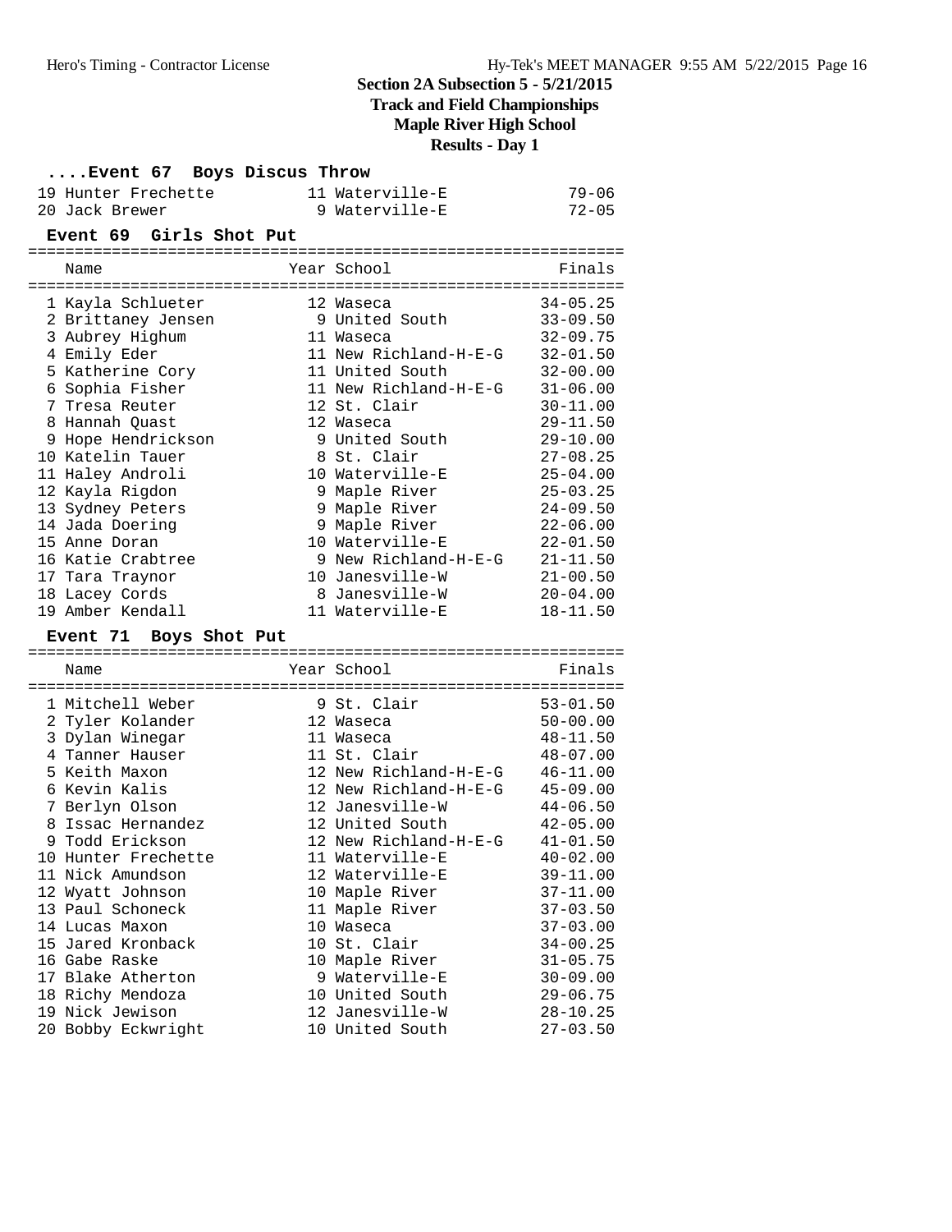# Section 2A Subsection 5 - 5/21/2015

## Track and Field Championships

## Maple River High School

## Results - Day 1

### ....Event 67 Boys Discus Throw

| | Name | Year | School | Finals |
|---|---|---|---|---|
| 19 | Hunter Frechette | 11 | Waterville-E | 79-06 |
| 20 | Jack Brewer | 9 | Waterville-E | 72-05 |

### Event 69 Girls Shot Put

| | Name | Year | School | Finals |
|---|---|---|---|---|
| 1 | Kayla Schlueter | 12 | Waseca | 34-05.25 |
| 2 | Brittaney Jensen | 9 | United South | 33-09.50 |
| 3 | Aubrey Highum | 11 | Waseca | 32-09.75 |
| 4 | Emily Eder | 11 | New Richland-H-E-G | 32-01.50 |
| 5 | Katherine Cory | 11 | United South | 32-00.00 |
| 6 | Sophia Fisher | 11 | New Richland-H-E-G | 31-06.00 |
| 7 | Tresa Reuter | 12 | St. Clair | 30-11.00 |
| 8 | Hannah Quast | 12 | Waseca | 29-11.50 |
| 9 | Hope Hendrickson | 9 | United South | 29-10.00 |
| 10 | Katelin Tauer | 8 | St. Clair | 27-08.25 |
| 11 | Haley Androli | 10 | Waterville-E | 25-04.00 |
| 12 | Kayla Rigdon | 9 | Maple River | 25-03.25 |
| 13 | Sydney Peters | 9 | Maple River | 24-09.50 |
| 14 | Jada Doering | 9 | Maple River | 22-06.00 |
| 15 | Anne Doran | 10 | Waterville-E | 22-01.50 |
| 16 | Katie Crabtree | 9 | New Richland-H-E-G | 21-11.50 |
| 17 | Tara Traynor | 10 | Janesville-W | 21-00.50 |
| 18 | Lacey Cords | 8 | Janesville-W | 20-04.00 |
| 19 | Amber Kendall | 11 | Waterville-E | 18-11.50 |

### Event 71 Boys Shot Put

| | Name | Year | School | Finals |
|---|---|---|---|---|
| 1 | Mitchell Weber | 9 | St. Clair | 53-01.50 |
| 2 | Tyler Kolander | 12 | Waseca | 50-00.00 |
| 3 | Dylan Winegar | 11 | Waseca | 48-11.50 |
| 4 | Tanner Hauser | 11 | St. Clair | 48-07.00 |
| 5 | Keith Maxon | 12 | New Richland-H-E-G | 46-11.00 |
| 6 | Kevin Kalis | 12 | New Richland-H-E-G | 45-09.00 |
| 7 | Berlyn Olson | 12 | Janesville-W | 44-06.50 |
| 8 | Issac Hernandez | 12 | United South | 42-05.00 |
| 9 | Todd Erickson | 12 | New Richland-H-E-G | 41-01.50 |
| 10 | Hunter Frechette | 11 | Waterville-E | 40-02.00 |
| 11 | Nick Amundson | 12 | Waterville-E | 39-11.00 |
| 12 | Wyatt Johnson | 10 | Maple River | 37-11.00 |
| 13 | Paul Schoneck | 11 | Maple River | 37-03.50 |
| 14 | Lucas Maxon | 10 | Waseca | 37-03.00 |
| 15 | Jared Kronback | 10 | St. Clair | 34-00.25 |
| 16 | Gabe Raske | 10 | Maple River | 31-05.75 |
| 17 | Blake Atherton | 9 | Waterville-E | 30-09.00 |
| 18 | Richy Mendoza | 10 | United South | 29-06.75 |
| 19 | Nick Jewison | 12 | Janesville-W | 28-10.25 |
| 20 | Bobby Eckwright | 10 | United South | 27-03.50 |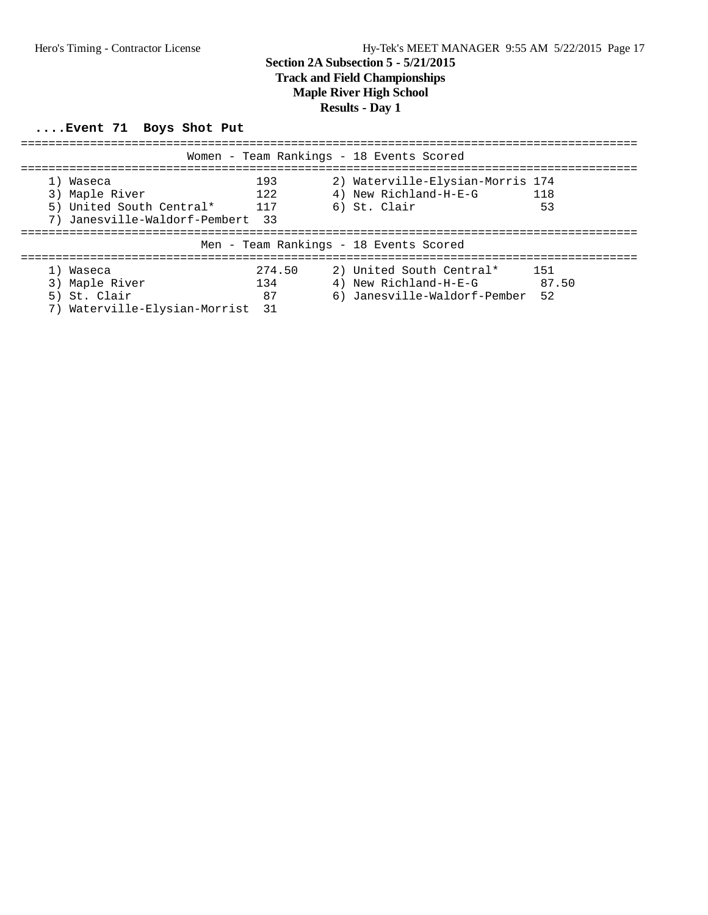**Section 2A Subsection 5 - 5/21/2015**
**Track and Field Championships**
**Maple River High School**
**Results - Day 1**

**....Event 71 Boys Shot Put**

## Women - Team Rankings - 18 Events Scored

| | | | |
|---|---|---|---|
| 1) Waseca | 193 | 2) Waterville-Elysian-Morris | 174 |
| 3) Maple River | 122 | 4) New Richland-H-E-G | 118 |
| 5) United South Central* | 117 | 6) St. Clair | 53 |
| 7) Janesville-Waldorf-Pembert | 33 | | |

## Men - Team Rankings - 18 Events Scored

| | | | |
|---|---|---|---|
| 1) Waseca | 274.50 | 2) United South Central* | 151 |
| 3) Maple River | 134 | 4) New Richland-H-E-G | 87.50 |
| 5) St. Clair | 87 | 6) Janesville-Waldorf-Pember | 52 |
| 7) Waterville-Elysian-Morrist | 31 | | |